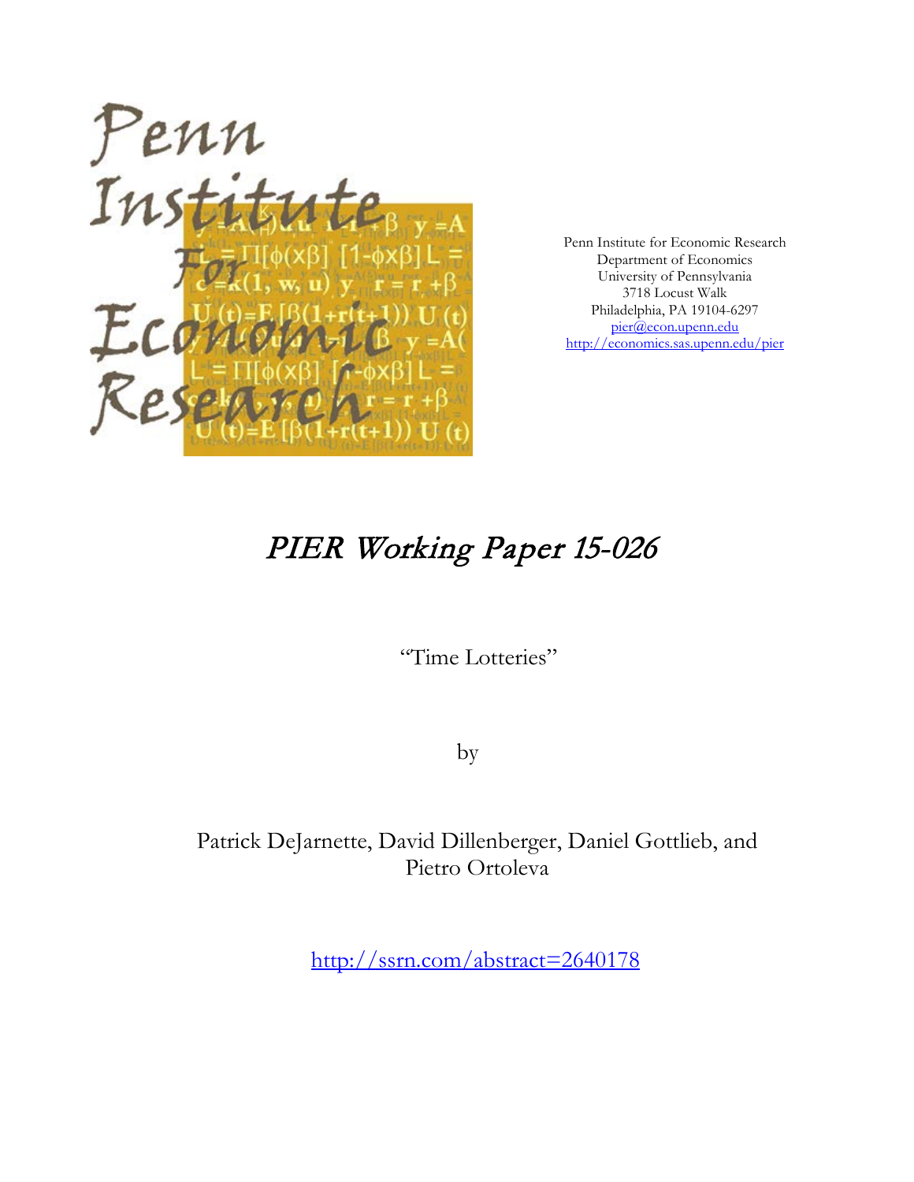Penn Institute for Economic Research
Department of Economics
University of Pennsylvania
3718 Locust Walk
Philadelphia, PA 19104-6297
pier@econ.upenn.edu
http://economics.sas.upenn.edu/pier

# *PIER Working Paper 15-026*

"Time Lotteries"

by

Patrick DeJarnette, David Dillenberger, Daniel Gottlieb, and Pietro Ortoleva

http://ssrn.com/abstract=2640178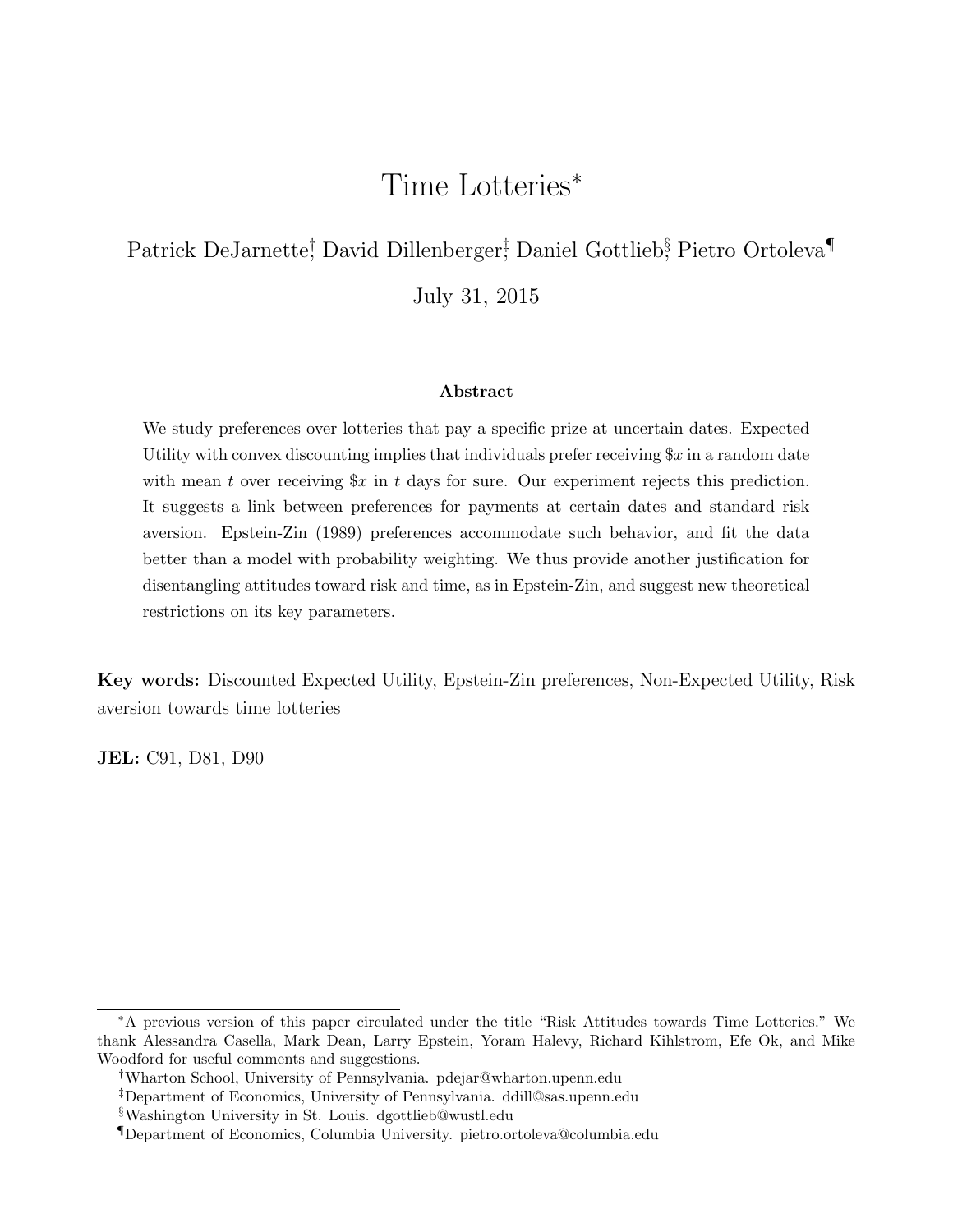# Time Lotteries*

Patrick DeJarnette[†], David Dillenberger[‡], Daniel Gottlieb[§], Pietro Ortoleva[¶]

July 31, 2015

### Abstract

We study preferences over lotteries that pay a specific prize at uncertain dates. Expected Utility with convex discounting implies that individuals prefer receiving $x in a random date with mean $t$ over receiving $x in $t$ days for sure. Our experiment rejects this prediction. It suggests a link between preferences for payments at certain dates and standard risk aversion. Epstein-Zin (1989) preferences accommodate such behavior, and fit the data better than a model with probability weighting. We thus provide another justification for disentangling attitudes toward risk and time, as in Epstein-Zin, and suggest new theoretical restrictions on its key parameters.

**Key words:** Discounted Expected Utility, Epstein-Zin preferences, Non-Expected Utility, Risk aversion towards time lotteries

**JEL:** C91, D81, D90

---

*A previous version of this paper circulated under the title "Risk Attitudes towards Time Lotteries." We thank Alessandra Casella, Mark Dean, Larry Epstein, Yoram Halevy, Richard Kihlstrom, Efe Ok, and Mike Woodford for useful comments and suggestions.

[†]Wharton School, University of Pennsylvania. pdejar@wharton.upenn.edu

[‡]Department of Economics, University of Pennsylvania. ddill@sas.upenn.edu

[§]Washington University in St. Louis. dgottlieb@wustl.edu

[¶]Department of Economics, Columbia University. pietro.ortoleva@columbia.edu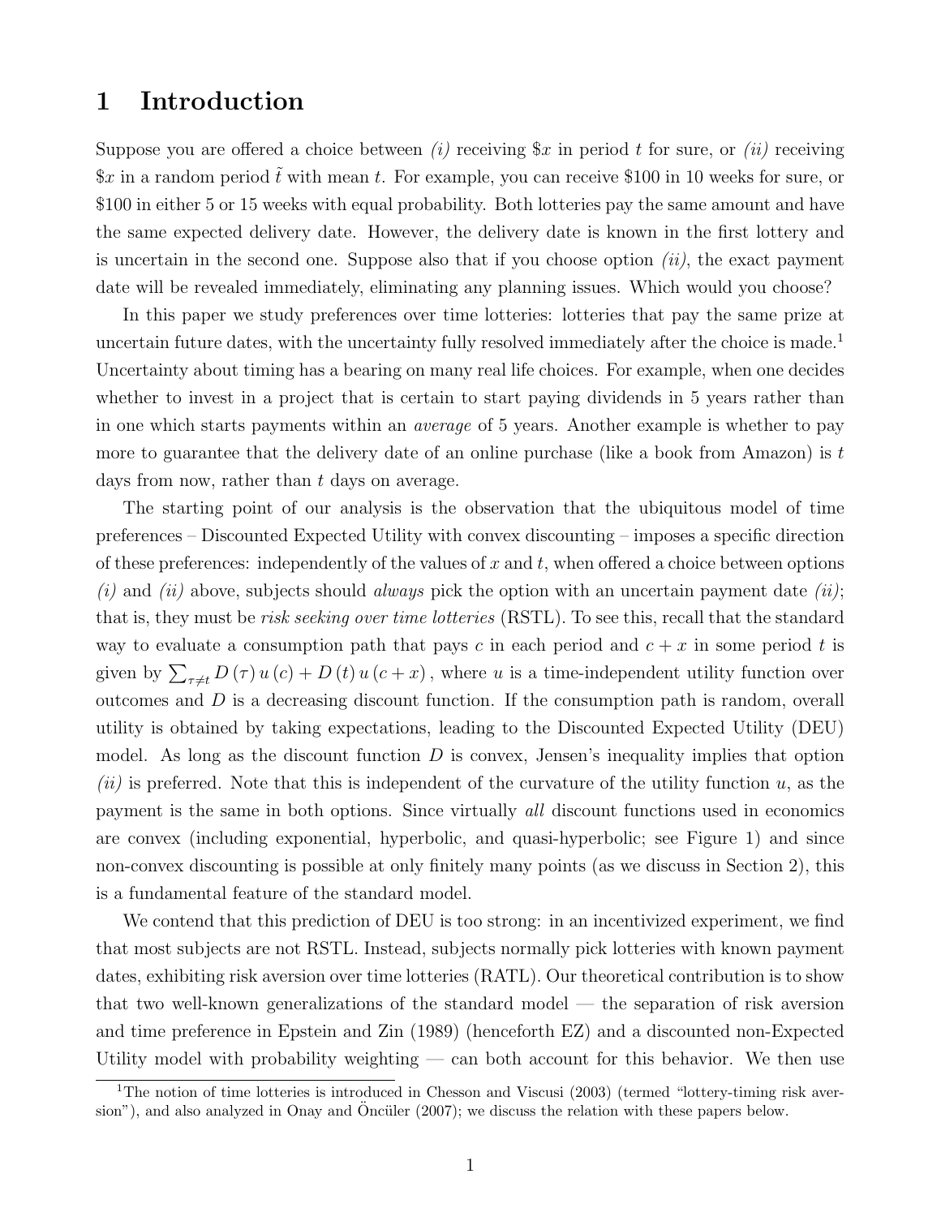# 1 Introduction

Suppose you are offered a choice between *(i)* receiving $\$x$ in period $t$ for sure, or *(ii)* receiving $\$x$ in a random period $\tilde{t}$ with mean $t$. For example, you can receive \$100 in 10 weeks for sure, or \$100 in either 5 or 15 weeks with equal probability. Both lotteries pay the same amount and have the same expected delivery date. However, the delivery date is known in the first lottery and is uncertain in the second one. Suppose also that if you choose option *(ii)*, the exact payment date will be revealed immediately, eliminating any planning issues. Which would you choose?

In this paper we study preferences over time lotteries: lotteries that pay the same prize at uncertain future dates, with the uncertainty fully resolved immediately after the choice is made.[1] Uncertainty about timing has a bearing on many real life choices. For example, when one decides whether to invest in a project that is certain to start paying dividends in 5 years rather than in one which starts payments within an *average* of 5 years. Another example is whether to pay more to guarantee that the delivery date of an online purchase (like a book from Amazon) is $t$ days from now, rather than $t$ days on average.

The starting point of our analysis is the observation that the ubiquitous model of time preferences – Discounted Expected Utility with convex discounting – imposes a specific direction of these preferences: independently of the values of $x$ and $t$, when offered a choice between options *(i)* and *(ii)* above, subjects should *always* pick the option with an uncertain payment date *(ii)*; that is, they must be *risk seeking over time lotteries* (RSTL). To see this, recall that the standard way to evaluate a consumption path that pays $c$ in each period and $c + x$ in some period $t$ is given by $\sum_{\tau \neq t} D(\tau) u(c) + D(t) u(c + x)$, where $u$ is a time-independent utility function over outcomes and $D$ is a decreasing discount function. If the consumption path is random, overall utility is obtained by taking expectations, leading to the Discounted Expected Utility (DEU) model. As long as the discount function $D$ is convex, Jensen's inequality implies that option *(ii)* is preferred. Note that this is independent of the curvature of the utility function $u$, as the payment is the same in both options. Since virtually *all* discount functions used in economics are convex (including exponential, hyperbolic, and quasi-hyperbolic; see Figure 1) and since non-convex discounting is possible at only finitely many points (as we discuss in Section 2), this is a fundamental feature of the standard model.

We contend that this prediction of DEU is too strong: in an incentivized experiment, we find that most subjects are not RSTL. Instead, subjects normally pick lotteries with known payment dates, exhibiting risk aversion over time lotteries (RATL). Our theoretical contribution is to show that two well-known generalizations of the standard model — the separation of risk aversion and time preference in Epstein and Zin (1989) (henceforth EZ) and a discounted non-Expected Utility model with probability weighting — can both account for this behavior. We then use

[1] The notion of time lotteries is introduced in Chesson and Viscusi (2003) (termed "lottery-timing risk aversion"), and also analyzed in Onay and Öncüler (2007); we discuss the relation with these papers below.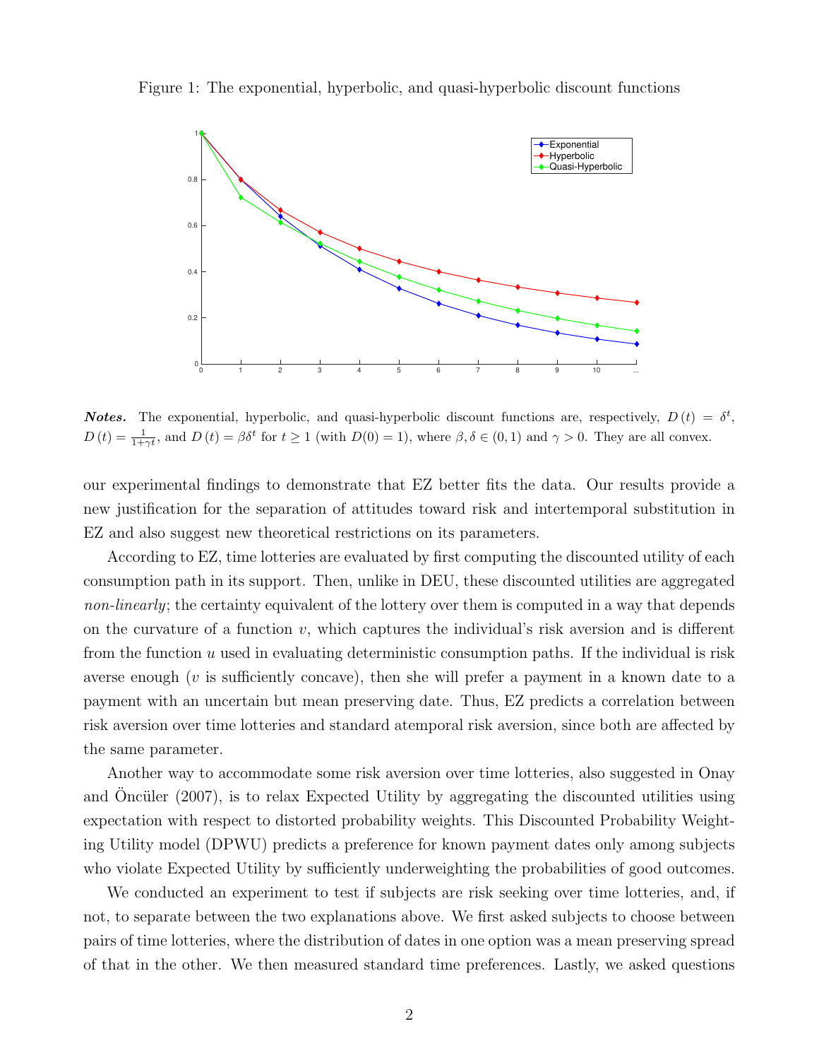Figure 1: The exponential, hyperbolic, and quasi-hyperbolic discount functions

***Notes.*** The exponential, hyperbolic, and quasi-hyperbolic discount functions are, respectively, $D(t) = \delta^t$, $D(t) = \frac{1}{1+\gamma t}$, and $D(t) = \beta\delta^t$ for $t \geq 1$ (with $D(0) = 1$), where $\beta, \delta \in (0, 1)$ and $\gamma > 0$. They are all convex.

our experimental findings to demonstrate that EZ better fits the data. Our results provide a new justification for the separation of attitudes toward risk and intertemporal substitution in EZ and also suggest new theoretical restrictions on its parameters.

According to EZ, time lotteries are evaluated by first computing the discounted utility of each consumption path in its support. Then, unlike in DEU, these discounted utilities are aggregated *non-linearly*; the certainty equivalent of the lottery over them is computed in a way that depends on the curvature of a function $v$, which captures the individual's risk aversion and is different from the function $u$ used in evaluating deterministic consumption paths. If the individual is risk averse enough ($v$ is sufficiently concave), then she will prefer a payment in a known date to a payment with an uncertain but mean preserving date. Thus, EZ predicts a correlation between risk aversion over time lotteries and standard atemporal risk aversion, since both are affected by the same parameter.

Another way to accommodate some risk aversion over time lotteries, also suggested in Onay and Öncüler (2007), is to relax Expected Utility by aggregating the discounted utilities using expectation with respect to distorted probability weights. This Discounted Probability Weighting Utility model (DPWU) predicts a preference for known payment dates only among subjects who violate Expected Utility by sufficiently underweighting the probabilities of good outcomes.

We conducted an experiment to test if subjects are risk seeking over time lotteries, and, if not, to separate between the two explanations above. We first asked subjects to choose between pairs of time lotteries, where the distribution of dates in one option was a mean preserving spread of that in the other. We then measured standard time preferences. Lastly, we asked questions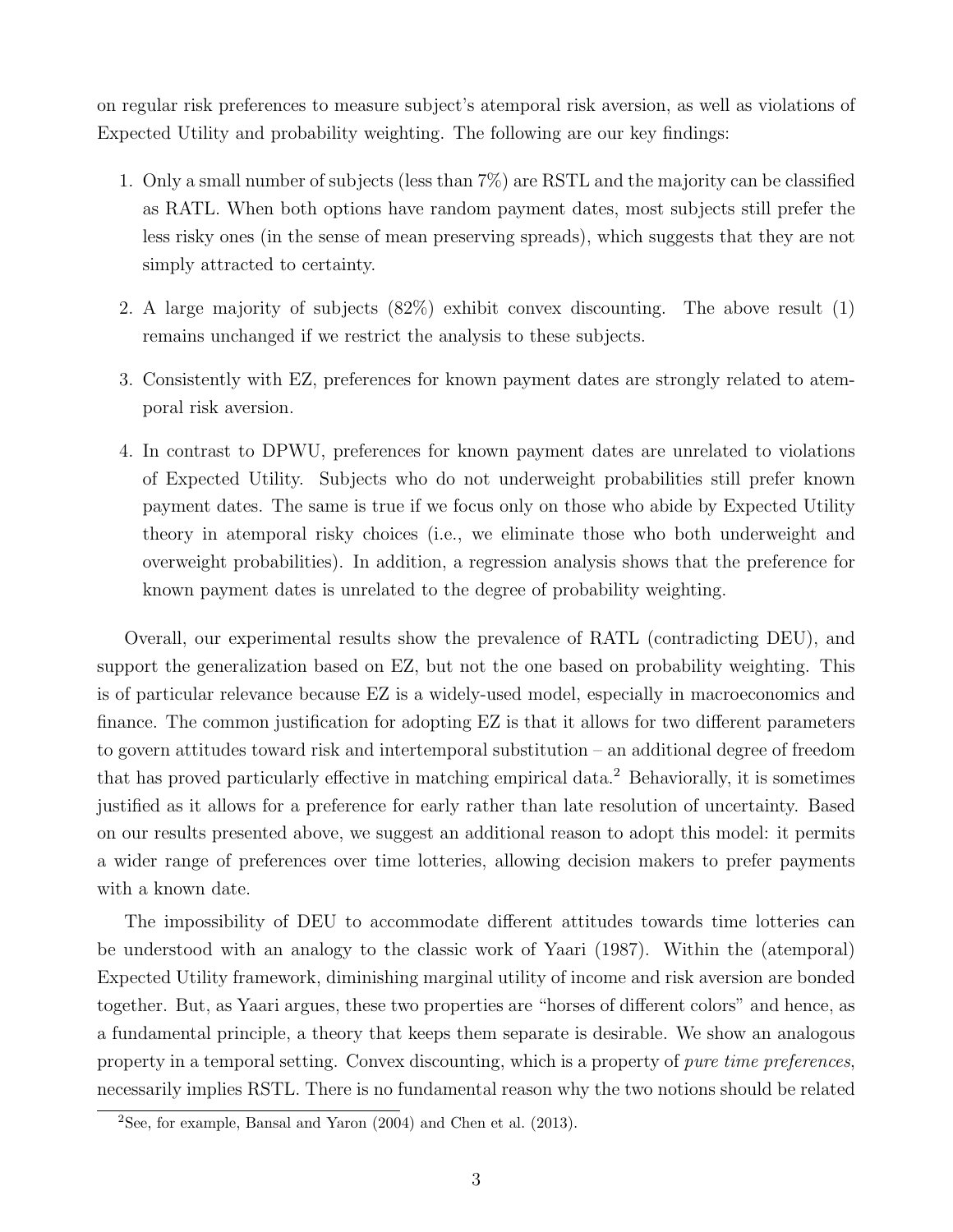on regular risk preferences to measure subject's atemporal risk aversion, as well as violations of Expected Utility and probability weighting. The following are our key findings:

1. Only a small number of subjects (less than 7%) are RSTL and the majority can be classified as RATL. When both options have random payment dates, most subjects still prefer the less risky ones (in the sense of mean preserving spreads), which suggests that they are not simply attracted to certainty.
2. A large majority of subjects (82%) exhibit convex discounting. The above result (1) remains unchanged if we restrict the analysis to these subjects.
3. Consistently with EZ, preferences for known payment dates are strongly related to atemporal risk aversion.
4. In contrast to DPWU, preferences for known payment dates are unrelated to violations of Expected Utility. Subjects who do not underweight probabilities still prefer known payment dates. The same is true if we focus only on those who abide by Expected Utility theory in atemporal risky choices (i.e., we eliminate those who both underweight and overweight probabilities). In addition, a regression analysis shows that the preference for known payment dates is unrelated to the degree of probability weighting.

Overall, our experimental results show the prevalence of RATL (contradicting DEU), and support the generalization based on EZ, but not the one based on probability weighting. This is of particular relevance because EZ is a widely-used model, especially in macroeconomics and finance. The common justification for adopting EZ is that it allows for two different parameters to govern attitudes toward risk and intertemporal substitution – an additional degree of freedom that has proved particularly effective in matching empirical data.[2] Behaviorally, it is sometimes justified as it allows for a preference for early rather than late resolution of uncertainty. Based on our results presented above, we suggest an additional reason to adopt this model: it permits a wider range of preferences over time lotteries, allowing decision makers to prefer payments with a known date.

The impossibility of DEU to accommodate different attitudes towards time lotteries can be understood with an analogy to the classic work of Yaari (1987). Within the (atemporal) Expected Utility framework, diminishing marginal utility of income and risk aversion are bonded together. But, as Yaari argues, these two properties are "horses of different colors" and hence, as a fundamental principle, a theory that keeps them separate is desirable. We show an analogous property in a temporal setting. Convex discounting, which is a property of *pure time preferences*, necessarily implies RSTL. There is no fundamental reason why the two notions should be related

[2] See, for example, Bansal and Yaron (2004) and Chen et al. (2013).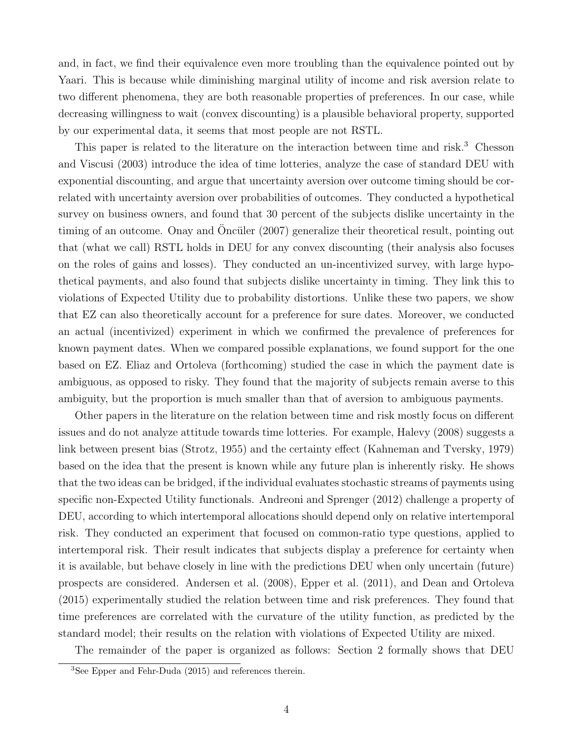and, in fact, we find their equivalence even more troubling than the equivalence pointed out by Yaari. This is because while diminishing marginal utility of income and risk aversion relate to two different phenomena, they are both reasonable properties of preferences. In our case, while decreasing willingness to wait (convex discounting) is a plausible behavioral property, supported by our experimental data, it seems that most people are not RSTL.

This paper is related to the literature on the interaction between time and risk.[3] Chesson and Viscusi (2003) introduce the idea of time lotteries, analyze the case of standard DEU with exponential discounting, and argue that uncertainty aversion over outcome timing should be correlated with uncertainty aversion over probabilities of outcomes. They conducted a hypothetical survey on business owners, and found that 30 percent of the subjects dislike uncertainty in the timing of an outcome. Onay and Öncüler (2007) generalize their theoretical result, pointing out that (what we call) RSTL holds in DEU for any convex discounting (their analysis also focuses on the roles of gains and losses). They conducted an un-incentivized survey, with large hypothetical payments, and also found that subjects dislike uncertainty in timing. They link this to violations of Expected Utility due to probability distortions. Unlike these two papers, we show that EZ can also theoretically account for a preference for sure dates. Moreover, we conducted an actual (incentivized) experiment in which we confirmed the prevalence of preferences for known payment dates. When we compared possible explanations, we found support for the one based on EZ. Eliaz and Ortoleva (forthcoming) studied the case in which the payment date is ambiguous, as opposed to risky. They found that the majority of subjects remain averse to this ambiguity, but the proportion is much smaller than that of aversion to ambiguous payments.

Other papers in the literature on the relation between time and risk mostly focus on different issues and do not analyze attitude towards time lotteries. For example, Halevy (2008) suggests a link between present bias (Strotz, 1955) and the certainty effect (Kahneman and Tversky, 1979) based on the idea that the present is known while any future plan is inherently risky. He shows that the two ideas can be bridged, if the individual evaluates stochastic streams of payments using specific non-Expected Utility functionals. Andreoni and Sprenger (2012) challenge a property of DEU, according to which intertemporal allocations should depend only on relative intertemporal risk. They conducted an experiment that focused on common-ratio type questions, applied to intertemporal risk. Their result indicates that subjects display a preference for certainty when it is available, but behave closely in line with the predictions DEU when only uncertain (future) prospects are considered. Andersen et al. (2008), Epper et al. (2011), and Dean and Ortoleva (2015) experimentally studied the relation between time and risk preferences. They found that time preferences are correlated with the curvature of the utility function, as predicted by the standard model; their results on the relation with violations of Expected Utility are mixed.

The remainder of the paper is organized as follows: Section 2 formally shows that DEU

[3] See Epper and Fehr-Duda (2015) and references therein.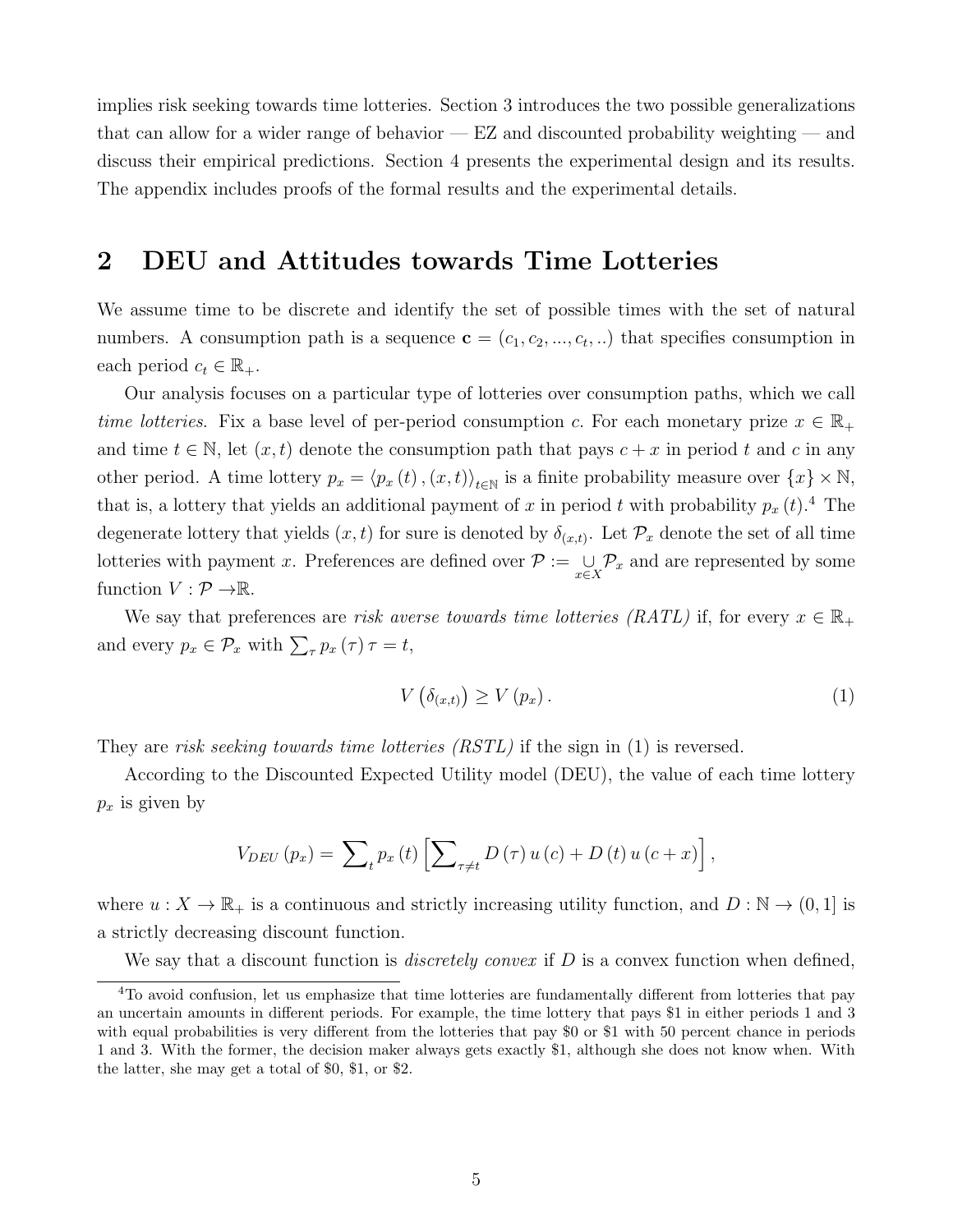implies risk seeking towards time lotteries. Section 3 introduces the two possible generalizations that can allow for a wider range of behavior — EZ and discounted probability weighting — and discuss their empirical predictions. Section 4 presents the experimental design and its results. The appendix includes proofs of the formal results and the experimental details.

## 2 DEU and Attitudes towards Time Lotteries

We assume time to be discrete and identify the set of possible times with the set of natural numbers. A consumption path is a sequence $\mathbf{c} = (c_1, c_2, ..., c_t, ..)$ that specifies consumption in each period $c_t \in \mathbb{R}_+$.

Our analysis focuses on a particular type of lotteries over consumption paths, which we call *time lotteries*. Fix a base level of per-period consumption $c$. For each monetary prize $x \in \mathbb{R}_+$ and time $t \in \mathbb{N}$, let $(x, t)$ denote the consumption path that pays $c + x$ in period $t$ and $c$ in any other period. A time lottery $p_x = \langle p_x(t), (x, t) \rangle_{t \in \mathbb{N}}$ is a finite probability measure over $\{x\} \times \mathbb{N}$, that is, a lottery that yields an additional payment of $x$ in period $t$ with probability $p_x(t)$.[4] The degenerate lottery that yields $(x, t)$ for sure is denoted by $\delta_{(x,t)}$. Let $\mathcal{P}_x$ denote the set of all time lotteries with payment $x$. Preferences are defined over $\mathcal{P} := \underset{x \in X}{\cup} \mathcal{P}_x$ and are represented by some function $V : \mathcal{P} \to \mathbb{R}$.

We say that preferences are *risk averse towards time lotteries (RATL)* if, for every $x \in \mathbb{R}_+$ and every $p_x \in \mathcal{P}_x$ with $\sum_\tau p_x(\tau) \tau = t$,

$$V\left(\delta_{(x,t)}\right) \geq V(p_x). \tag{1}$$

They are *risk seeking towards time lotteries (RSTL)* if the sign in (1) is reversed.

According to the Discounted Expected Utility model (DEU), the value of each time lottery $p_x$ is given by

$$V_{DEU}(p_x) = \sum\nolimits_t p_x(t) \left[ \sum\nolimits_{\tau \neq t} D(\tau) u(c) + D(t) u(c + x) \right],$$

where $u : X \to \mathbb{R}_+$ is a continuous and strictly increasing utility function, and $D : \mathbb{N} \to (0, 1]$ is a strictly decreasing discount function.

We say that a discount function is *discretely convex* if $D$ is a convex function when defined,

[4] To avoid confusion, let us emphasize that time lotteries are fundamentally different from lotteries that pay an uncertain amounts in different periods. For example, the time lottery that pays \$1 in either periods 1 and 3 with equal probabilities is very different from the lotteries that pay \$0 or \$1 with 50 percent chance in periods 1 and 3. With the former, the decision maker always gets exactly \$1, although she does not know when. With the latter, she may get a total of \$0, \$1, or \$2.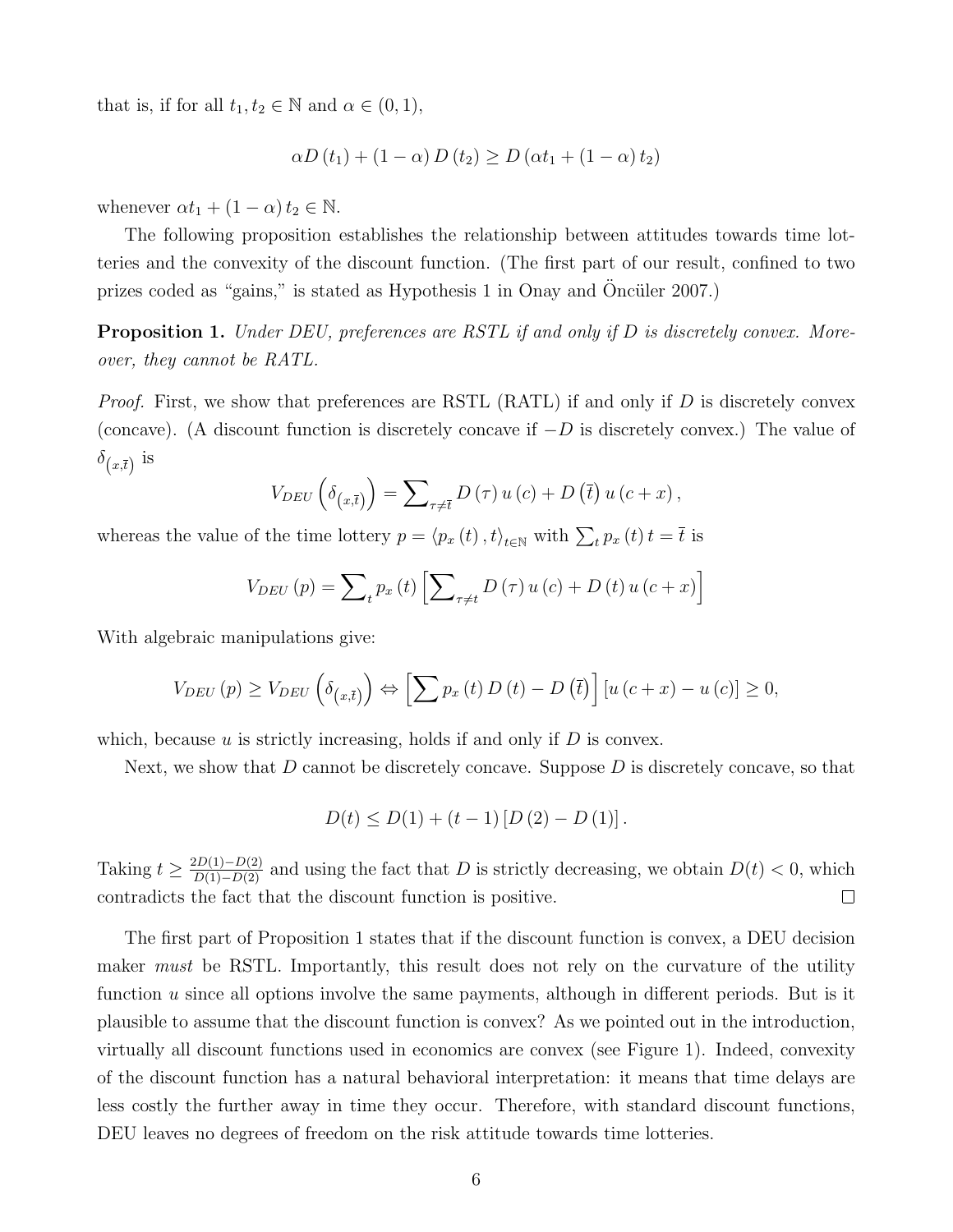that is, if for all $t_1, t_2 \in \mathbb{N}$ and $\alpha \in (0,1)$,

$$\alpha D(t_1) + (1-\alpha) D(t_2) \geq D(\alpha t_1 + (1-\alpha) t_2)$$

whenever $\alpha t_1 + (1-\alpha) t_2 \in \mathbb{N}$.

The following proposition establishes the relationship between attitudes towards time lotteries and the convexity of the discount function. (The first part of our result, confined to two prizes coded as "gains," is stated as Hypothesis 1 in Onay and Öncüler 2007.)

**Proposition 1.** *Under DEU, preferences are RSTL if and only if D is discretely convex. Moreover, they cannot be RATL.*

*Proof.* First, we show that preferences are RSTL (RATL) if and only if $D$ is discretely convex (concave). (A discount function is discretely concave if $-D$ is discretely convex.) The value of $\delta_{(x,\bar{t})}$ is

$$V_{DEU}\left(\delta_{(x,\bar{t})}\right) = \sum\nolimits_{\tau \neq \bar{t}} D(\tau) u(c) + D(\bar{t}) u(c+x),$$

whereas the value of the time lottery $p = \langle p_x(t), t \rangle_{t \in \mathbb{N}}$ with $\sum_t p_x(t) t = \bar{t}$ is

$$V_{DEU}(p) = \sum\nolimits_t p_x(t) \left[ \sum\nolimits_{\tau \neq t} D(\tau) u(c) + D(t) u(c+x) \right]$$

With algebraic manipulations give:

$$V_{DEU}(p) \geq V_{DEU}\left(\delta_{(x,\bar{t})}\right) \Leftrightarrow \left[ \sum p_x(t) D(t) - D(\bar{t}) \right] [u(c+x) - u(c)] \geq 0,$$

which, because $u$ is strictly increasing, holds if and only if $D$ is convex.

Next, we show that $D$ cannot be discretely concave. Suppose $D$ is discretely concave, so that

$$D(t) \leq D(1) + (t-1)[D(2) - D(1)].$$

Taking $t \geq \frac{2D(1)-D(2)}{D(1)-D(2)}$ and using the fact that $D$ is strictly decreasing, we obtain $D(t) < 0$, which contradicts the fact that the discount function is positive. $\square$

The first part of Proposition 1 states that if the discount function is convex, a DEU decision maker *must* be RSTL. Importantly, this result does not rely on the curvature of the utility function $u$ since all options involve the same payments, although in different periods. But is it plausible to assume that the discount function is convex? As we pointed out in the introduction, virtually all discount functions used in economics are convex (see Figure 1). Indeed, convexity of the discount function has a natural behavioral interpretation: it means that time delays are less costly the further away in time they occur. Therefore, with standard discount functions, DEU leaves no degrees of freedom on the risk attitude towards time lotteries.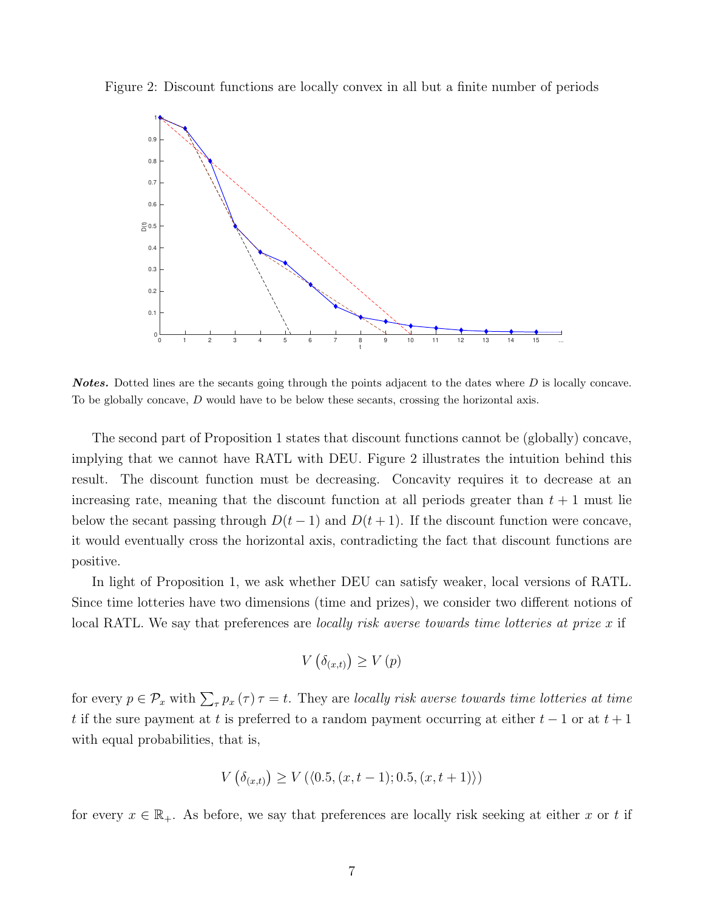Figure 2: Discount functions are locally convex in all but a finite number of periods

***Notes.*** Dotted lines are the secants going through the points adjacent to the dates where $D$ is locally concave. To be globally concave, $D$ would have to be below these secants, crossing the horizontal axis.

The second part of Proposition 1 states that discount functions cannot be (globally) concave, implying that we cannot have RATL with DEU. Figure 2 illustrates the intuition behind this result. The discount function must be decreasing. Concavity requires it to decrease at an increasing rate, meaning that the discount function at all periods greater than $t+1$ must lie below the secant passing through $D(t-1)$ and $D(t+1)$. If the discount function were concave, it would eventually cross the horizontal axis, contradicting the fact that discount functions are positive.

In light of Proposition 1, we ask whether DEU can satisfy weaker, local versions of RATL. Since time lotteries have two dimensions (time and prizes), we consider two different notions of local RATL. We say that preferences are *locally risk averse towards time lotteries at prize $x$* if

$$V\left(\delta_{(x,t)}\right) \geq V\left(p\right)$$

for every $p \in \mathcal{P}_x$ with $\sum_\tau p_x\left(\tau\right)\tau = t$. They are *locally risk averse towards time lotteries at time $t$* if the sure payment at $t$ is preferred to a random payment occurring at either $t-1$ or at $t+1$ with equal probabilities, that is,

$$V\left(\delta_{(x,t)}\right) \geq V\left(\langle 0.5, (x, t-1); 0.5, (x, t+1)\rangle\right)$$

for every $x \in \mathbb{R}_+$. As before, we say that preferences are locally risk seeking at either $x$ or $t$ if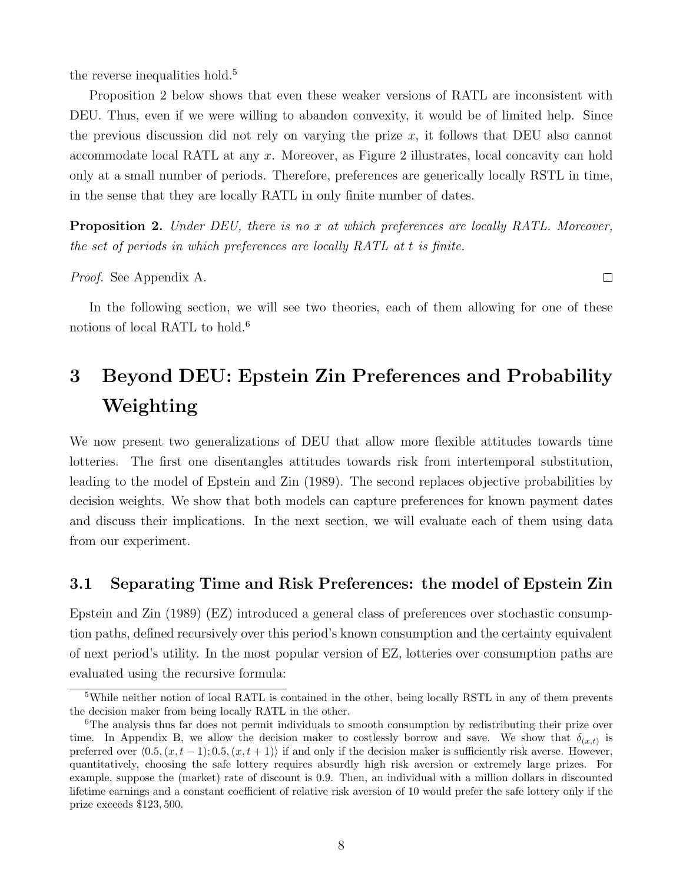the reverse inequalities hold.[5]

Proposition 2 below shows that even these weaker versions of RATL are inconsistent with DEU. Thus, even if we were willing to abandon convexity, it would be of limited help. Since the previous discussion did not rely on varying the prize $x$, it follows that DEU also cannot accommodate local RATL at any $x$. Moreover, as Figure 2 illustrates, local concavity can hold only at a small number of periods. Therefore, preferences are generically locally RSTL in time, in the sense that they are locally RATL in only finite number of dates.

**Proposition 2.** *Under DEU, there is no $x$ at which preferences are locally RATL. Moreover, the set of periods in which preferences are locally RATL at $t$ is finite.*

*Proof.* See Appendix A. □

In the following section, we will see two theories, each of them allowing for one of these notions of local RATL to hold.[6]

# 3 Beyond DEU: Epstein Zin Preferences and Probability Weighting

We now present two generalizations of DEU that allow more flexible attitudes towards time lotteries. The first one disentangles attitudes towards risk from intertemporal substitution, leading to the model of Epstein and Zin (1989). The second replaces objective probabilities by decision weights. We show that both models can capture preferences for known payment dates and discuss their implications. In the next section, we will evaluate each of them using data from our experiment.

## 3.1 Separating Time and Risk Preferences: the model of Epstein Zin

Epstein and Zin (1989) (EZ) introduced a general class of preferences over stochastic consumption paths, defined recursively over this period's known consumption and the certainty equivalent of next period's utility. In the most popular version of EZ, lotteries over consumption paths are evaluated using the recursive formula:

---

[5] While neither notion of local RATL is contained in the other, being locally RSTL in any of them prevents the decision maker from being locally RATL in the other.

[6] The analysis thus far does not permit individuals to smooth consumption by redistributing their prize over time. In Appendix B, we allow the decision maker to costlessly borrow and save. We show that $\delta_{(x,t)}$ is preferred over $\langle 0.5, (x, t-1); 0.5, (x, t+1) \rangle$ if and only if the decision maker is sufficiently risk averse. However, quantitatively, choosing the safe lottery requires absurdly high risk aversion or extremely large prizes. For example, suppose the (market) rate of discount is 0.9. Then, an individual with a million dollars in discounted lifetime earnings and a constant coefficient of relative risk aversion of 10 would prefer the safe lottery only if the prize exceeds \$123,500.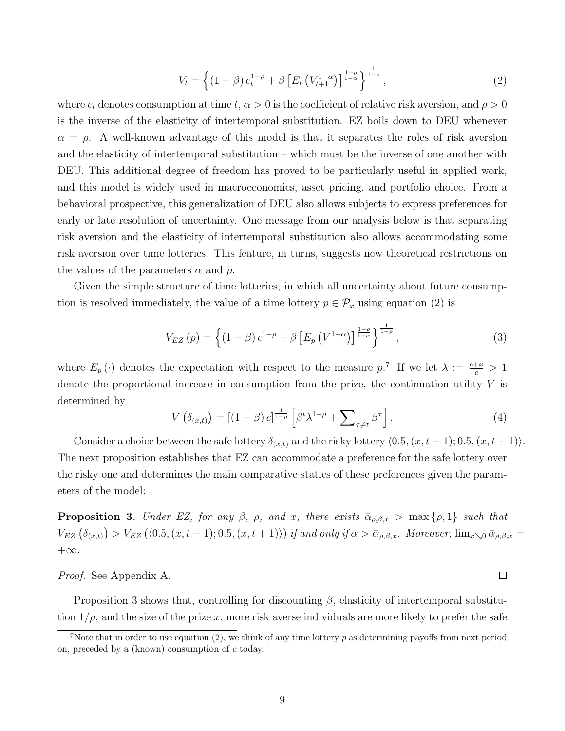$$V_t = \left\{ (1-\beta) c_t^{1-\rho} + \beta \left[ E_t \left( V_{t+1}^{1-\alpha} \right) \right]^{\frac{1-\rho}{1-\alpha}} \right\}^{\frac{1}{1-\rho}}, \tag{2}$$

where $c_t$ denotes consumption at time $t$, $\alpha > 0$ is the coefficient of relative risk aversion, and $\rho > 0$ is the inverse of the elasticity of intertemporal substitution. EZ boils down to DEU whenever $\alpha = \rho$. A well-known advantage of this model is that it separates the roles of risk aversion and the elasticity of intertemporal substitution – which must be the inverse of one another with DEU. This additional degree of freedom has proved to be particularly useful in applied work, and this model is widely used in macroeconomics, asset pricing, and portfolio choice. From a behavioral prospective, this generalization of DEU also allows subjects to express preferences for early or late resolution of uncertainty. One message from our analysis below is that separating risk aversion and the elasticity of intertemporal substitution also allows accommodating some risk aversion over time lotteries. This feature, in turns, suggests new theoretical restrictions on the values of the parameters $\alpha$ and $\rho$.

Given the simple structure of time lotteries, in which all uncertainty about future consumption is resolved immediately, the value of a time lottery $p \in \mathcal{P}_x$ using equation (2) is

$$V_{EZ}(p) = \left\{ (1-\beta) c^{1-\rho} + \beta \left[ E_p \left( V^{1-\alpha} \right) \right]^{\frac{1-\rho}{1-\alpha}} \right\}^{\frac{1}{1-\rho}}, \tag{3}$$

where $E_p(\cdot)$ denotes the expectation with respect to the measure $p$.[7] If we let $\lambda := \frac{c+x}{c} > 1$ denote the proportional increase in consumption from the prize, the continuation utility $V$ is determined by

$$V\left(\delta_{(x,t)}\right) = \left[(1-\beta) c\right]^{\frac{1}{1-\rho}} \left[ \beta^t \lambda^{1-\rho} + \sum\nolimits_{\tau \neq t} \beta^\tau \right]. \tag{4}$$

Consider a choice between the safe lottery $\delta_{(x,t)}$ and the risky lottery $\langle 0.5, (x, t-1); 0.5, (x, t+1) \rangle$. The next proposition establishes that EZ can accommodate a preference for the safe lottery over the risky one and determines the main comparative statics of these preferences given the parameters of the model:

**Proposition 3.** *Under EZ, for any $\beta$, $\rho$, and $x$, there exists $\bar{\alpha}_{\rho,\beta,x} > \max\{\rho, 1\}$ such that $V_{EZ}\left(\delta_{(x,t)}\right) > V_{EZ}\left(\langle 0.5, (x, t-1); 0.5, (x, t+1) \rangle\right)$ if and only if $\alpha > \bar{\alpha}_{\rho,\beta,x}$. Moreover, $\lim_{x \searrow 0} \bar{\alpha}_{\rho,\beta,x} = +\infty$.*

*Proof.* See Appendix A. □

Proposition 3 shows that, controlling for discounting $\beta$, elasticity of intertemporal substitution $1/\rho$, and the size of the prize $x$, more risk averse individuals are more likely to prefer the safe

[7] Note that in order to use equation (2), we think of any time lottery $p$ as determining payoffs from next period on, preceded by a (known) consumption of $c$ today.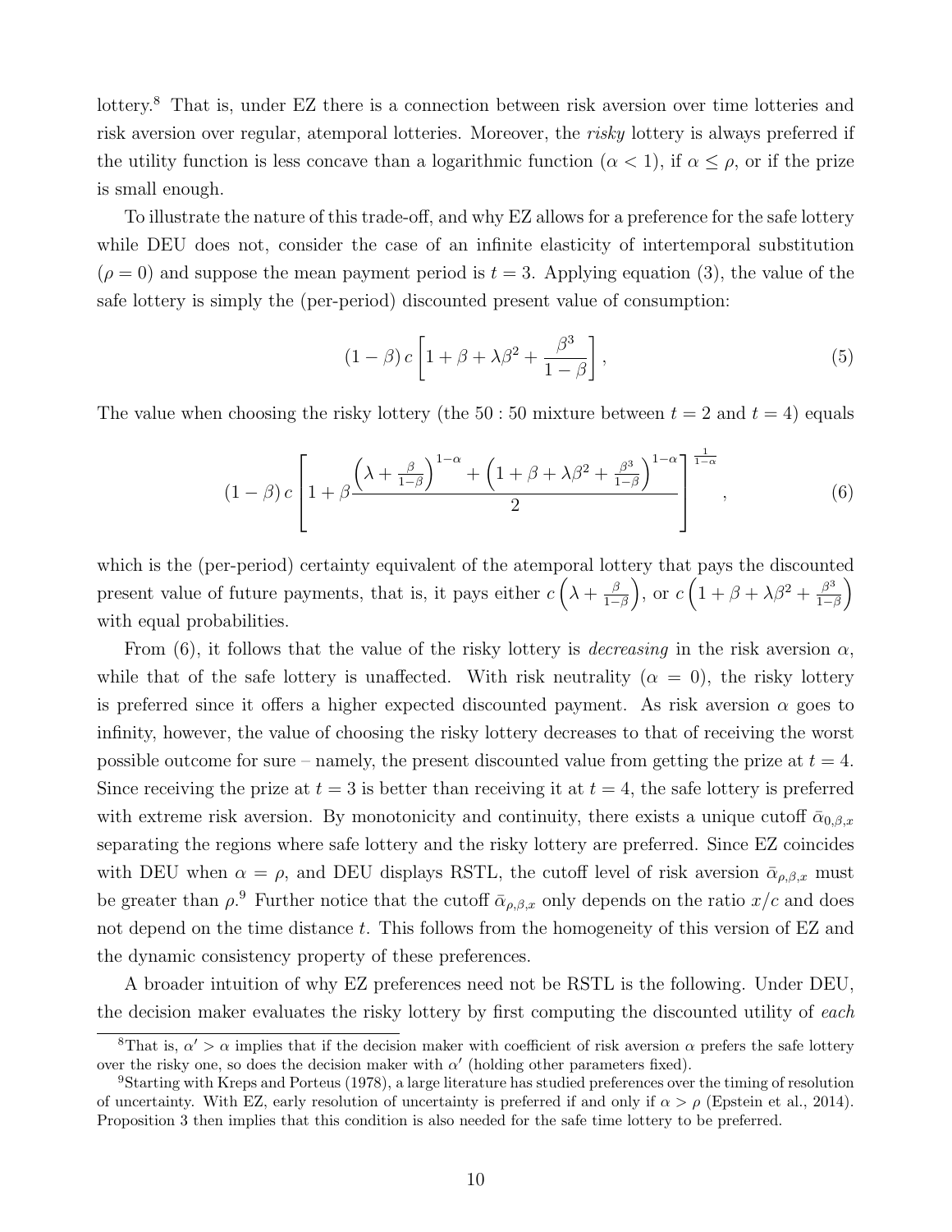lottery.[8] That is, under EZ there is a connection between risk aversion over time lotteries and risk aversion over regular, atemporal lotteries. Moreover, the *risky* lottery is always preferred if the utility function is less concave than a logarithmic function ($\alpha < 1$), if $\alpha \leq \rho$, or if the prize is small enough.

To illustrate the nature of this trade-off, and why EZ allows for a preference for the safe lottery while DEU does not, consider the case of an infinite elasticity of intertemporal substitution ($\rho = 0$) and suppose the mean payment period is $t = 3$. Applying equation (3), the value of the safe lottery is simply the (per-period) discounted present value of consumption:

$$(1-\beta)\, c \left[1 + \beta + \lambda\beta^2 + \frac{\beta^3}{1-\beta}\right], \tag{5}$$

The value when choosing the risky lottery (the 50 : 50 mixture between $t = 2$ and $t = 4$) equals

$$(1-\beta)\, c \left[1 + \beta \frac{\left(\lambda + \frac{\beta}{1-\beta}\right)^{1-\alpha} + \left(1 + \beta + \lambda\beta^2 + \frac{\beta^3}{1-\beta}\right)^{1-\alpha}}{2}\right]^{\frac{1}{1-\alpha}}, \tag{6}$$

which is the (per-period) certainty equivalent of the atemporal lottery that pays the discounted present value of future payments, that is, it pays either $c\left(\lambda + \frac{\beta}{1-\beta}\right)$, or $c\left(1 + \beta + \lambda\beta^2 + \frac{\beta^3}{1-\beta}\right)$ with equal probabilities.

From (6), it follows that the value of the risky lottery is *decreasing* in the risk aversion $\alpha$, while that of the safe lottery is unaffected. With risk neutrality ($\alpha = 0$), the risky lottery is preferred since it offers a higher expected discounted payment. As risk aversion $\alpha$ goes to infinity, however, the value of choosing the risky lottery decreases to that of receiving the worst possible outcome for sure – namely, the present discounted value from getting the prize at $t = 4$. Since receiving the prize at $t = 3$ is better than receiving it at $t = 4$, the safe lottery is preferred with extreme risk aversion. By monotonicity and continuity, there exists a unique cutoff $\bar{\alpha}_{0,\beta,x}$ separating the regions where safe lottery and the risky lottery are preferred. Since EZ coincides with DEU when $\alpha = \rho$, and DEU displays RSTL, the cutoff level of risk aversion $\bar{\alpha}_{\rho,\beta,x}$ must be greater than $\rho$.[9] Further notice that the cutoff $\bar{\alpha}_{\rho,\beta,x}$ only depends on the ratio $x/c$ and does not depend on the time distance $t$. This follows from the homogeneity of this version of EZ and the dynamic consistency property of these preferences.

A broader intuition of why EZ preferences need not be RSTL is the following. Under DEU, the decision maker evaluates the risky lottery by first computing the discounted utility of *each*

[8] That is, $\alpha' > \alpha$ implies that if the decision maker with coefficient of risk aversion $\alpha$ prefers the safe lottery over the risky one, so does the decision maker with $\alpha'$ (holding other parameters fixed).

[9] Starting with Kreps and Porteus (1978), a large literature has studied preferences over the timing of resolution of uncertainty. With EZ, early resolution of uncertainty is preferred if and only if $\alpha > \rho$ (Epstein et al., 2014). Proposition 3 then implies that this condition is also needed for the safe time lottery to be preferred.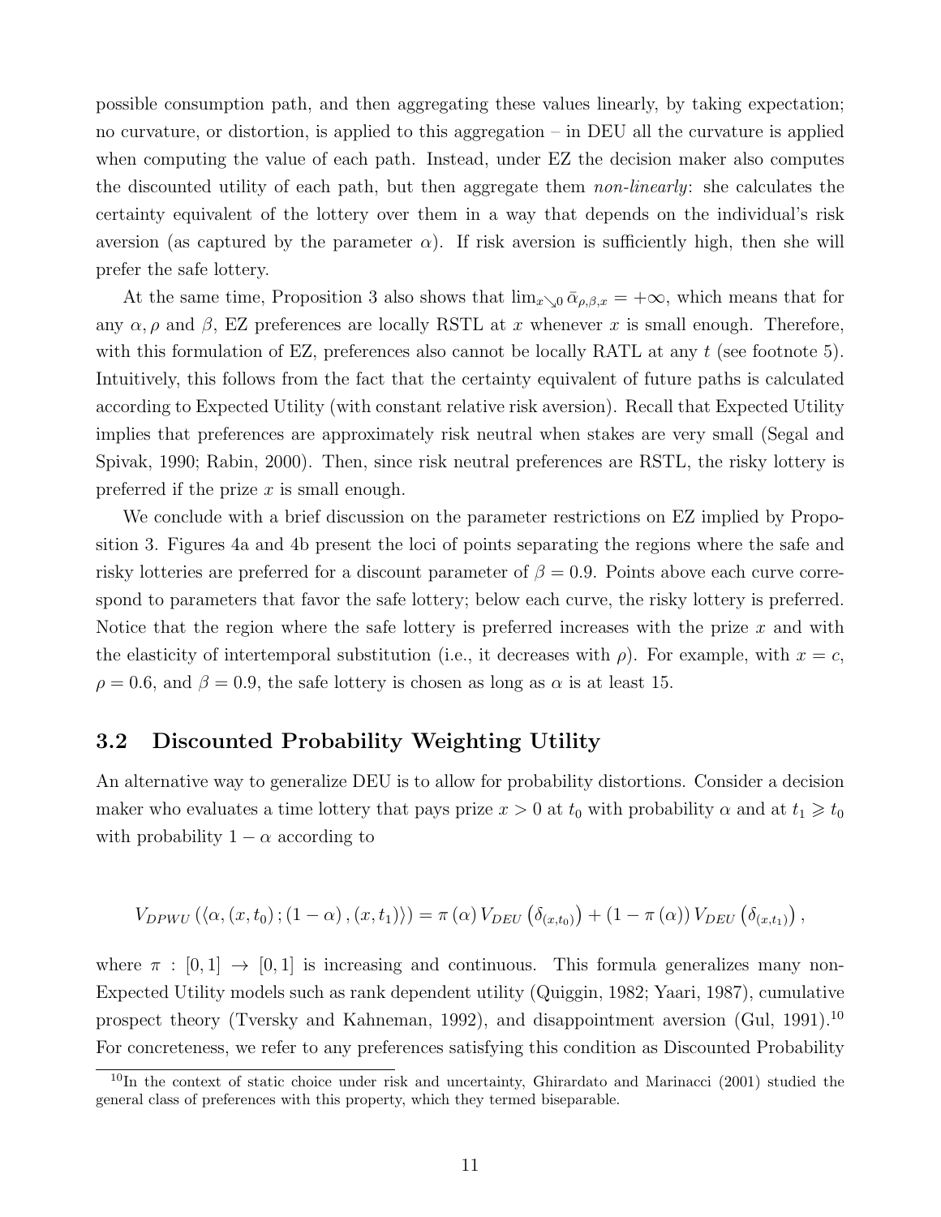possible consumption path, and then aggregating these values linearly, by taking expectation; no curvature, or distortion, is applied to this aggregation – in DEU all the curvature is applied when computing the value of each path. Instead, under EZ the decision maker also computes the discounted utility of each path, but then aggregate them *non-linearly*: she calculates the certainty equivalent of the lottery over them in a way that depends on the individual's risk aversion (as captured by the parameter $\alpha$). If risk aversion is sufficiently high, then she will prefer the safe lottery.

At the same time, Proposition 3 also shows that $\lim_{x \searrow 0} \bar{\alpha}_{\rho,\beta,x} = +\infty$, which means that for any $\alpha, \rho$ and $\beta$, EZ preferences are locally RSTL at $x$ whenever $x$ is small enough. Therefore, with this formulation of EZ, preferences also cannot be locally RATL at any $t$ (see footnote 5). Intuitively, this follows from the fact that the certainty equivalent of future paths is calculated according to Expected Utility (with constant relative risk aversion). Recall that Expected Utility implies that preferences are approximately risk neutral when stakes are very small (Segal and Spivak, 1990; Rabin, 2000). Then, since risk neutral preferences are RSTL, the risky lottery is preferred if the prize $x$ is small enough.

We conclude with a brief discussion on the parameter restrictions on EZ implied by Proposition 3. Figures 4a and 4b present the loci of points separating the regions where the safe and risky lotteries are preferred for a discount parameter of $\beta = 0.9$. Points above each curve correspond to parameters that favor the safe lottery; below each curve, the risky lottery is preferred. Notice that the region where the safe lottery is preferred increases with the prize $x$ and with the elasticity of intertemporal substitution (i.e., it decreases with $\rho$). For example, with $x = c$, $\rho = 0.6$, and $\beta = 0.9$, the safe lottery is chosen as long as $\alpha$ is at least 15.

## 3.2 Discounted Probability Weighting Utility

An alternative way to generalize DEU is to allow for probability distortions. Consider a decision maker who evaluates a time lottery that pays prize $x > 0$ at $t_0$ with probability $\alpha$ and at $t_1 \geqslant t_0$ with probability $1 - \alpha$ according to

$$V_{DPWU}\left(\langle \alpha, (x, t_0); (1-\alpha), (x, t_1) \rangle\right) = \pi(\alpha) V_{DEU}\left(\delta_{(x,t_0)}\right) + (1 - \pi(\alpha)) V_{DEU}\left(\delta_{(x,t_1)}\right),$$

where $\pi : [0,1] \to [0,1]$ is increasing and continuous. This formula generalizes many non-Expected Utility models such as rank dependent utility (Quiggin, 1982; Yaari, 1987), cumulative prospect theory (Tversky and Kahneman, 1992), and disappointment aversion (Gul, 1991).[10] For concreteness, we refer to any preferences satisfying this condition as Discounted Probability

[10] In the context of static choice under risk and uncertainty, Ghirardato and Marinacci (2001) studied the general class of preferences with this property, which they termed biseparable.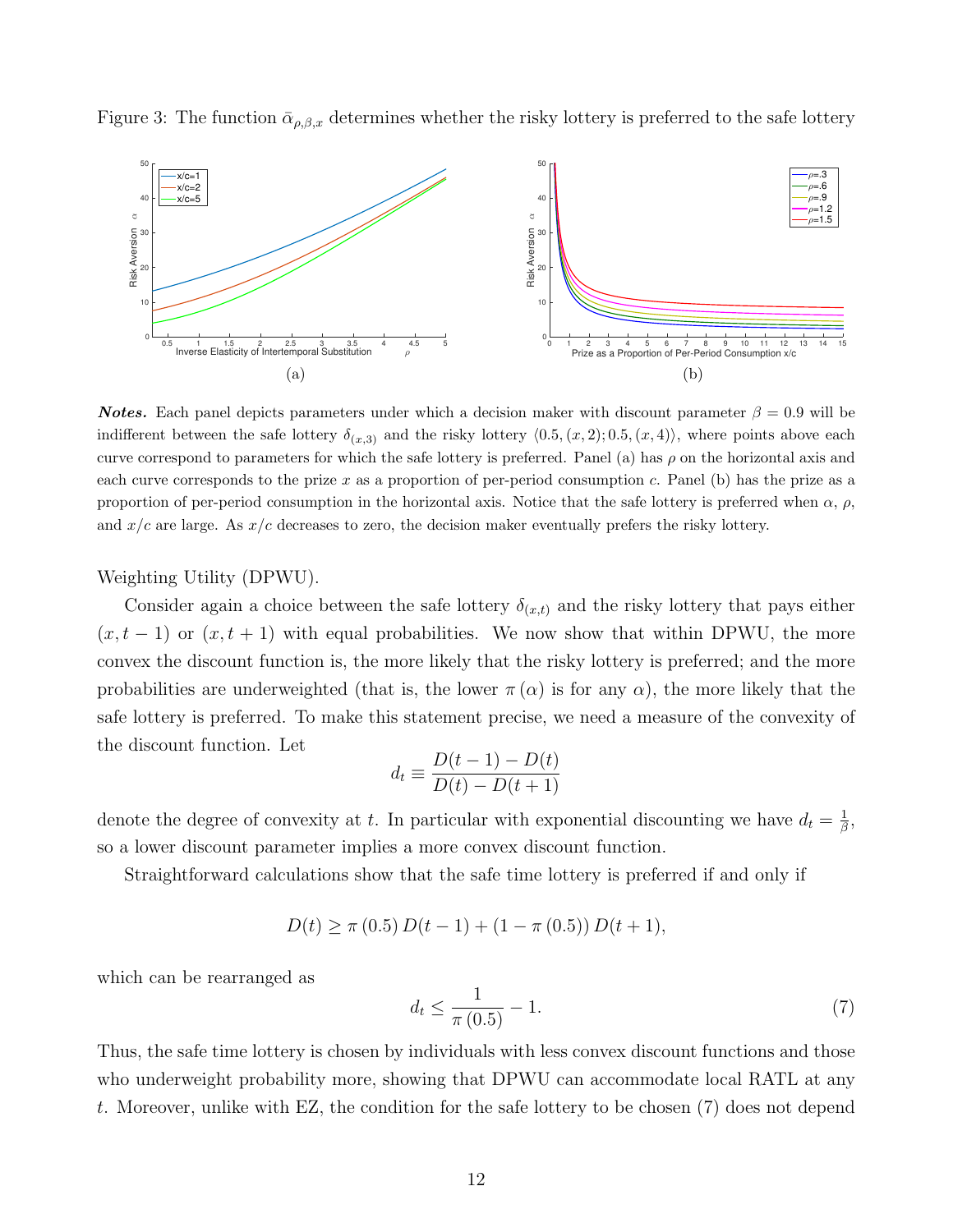Figure 3: The function $\bar{\alpha}_{\rho,\beta,x}$ determines whether the risky lottery is preferred to the safe lottery

(a)

(b)

***Notes.*** Each panel depicts parameters under which a decision maker with discount parameter $\beta = 0.9$ will be indifferent between the safe lottery $\delta_{(x,3)}$ and the risky lottery $\langle 0.5, (x, 2); 0.5, (x, 4)\rangle$, where points above each curve correspond to parameters for which the safe lottery is preferred. Panel (a) has $\rho$ on the horizontal axis and each curve corresponds to the prize $x$ as a proportion of per-period consumption $c$. Panel (b) has the prize as a proportion of per-period consumption in the horizontal axis. Notice that the safe lottery is preferred when $\alpha$, $\rho$, and $x/c$ are large. As $x/c$ decreases to zero, the decision maker eventually prefers the risky lottery.

Weighting Utility (DPWU).

Consider again a choice between the safe lottery $\delta_{(x,t)}$ and the risky lottery that pays either $(x, t-1)$ or $(x, t+1)$ with equal probabilities. We now show that within DPWU, the more convex the discount function is, the more likely that the risky lottery is preferred; and the more probabilities are underweighted (that is, the lower $\pi(\alpha)$ is for any $\alpha$), the more likely that the safe lottery is preferred. To make this statement precise, we need a measure of the convexity of the discount function. Let

$$d_t \equiv \frac{D(t-1) - D(t)}{D(t) - D(t+1)}$$

denote the degree of convexity at $t$. In particular with exponential discounting we have $d_t = \frac{1}{\beta}$, so a lower discount parameter implies a more convex discount function.

Straightforward calculations show that the safe time lottery is preferred if and only if

$$D(t) \geq \pi(0.5) D(t-1) + (1 - \pi(0.5)) D(t+1),$$

which can be rearranged as

$$d_t \leq \frac{1}{\pi(0.5)} - 1. \tag{7}$$

Thus, the safe time lottery is chosen by individuals with less convex discount functions and those who underweight probability more, showing that DPWU can accommodate local RATL at any $t$. Moreover, unlike with EZ, the condition for the safe lottery to be chosen (7) does not depend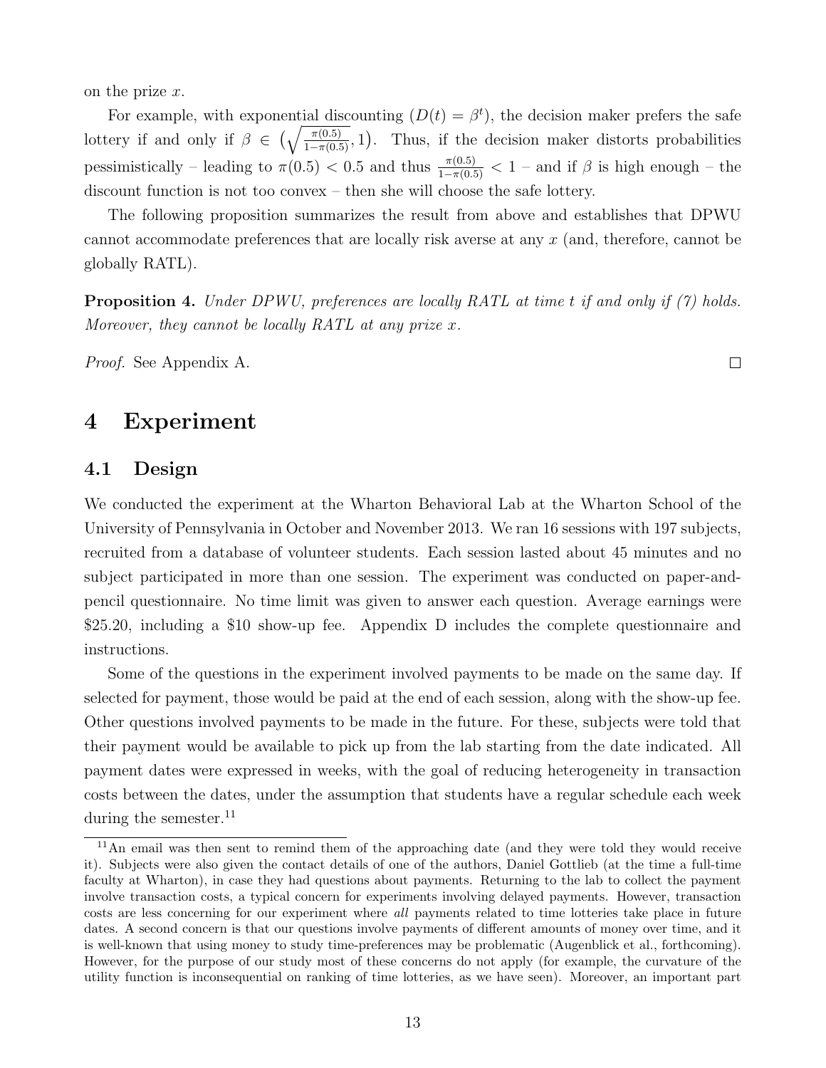on the prize $x$.

For example, with exponential discounting ($D(t) = \beta^t$), the decision maker prefers the safe lottery if and only if $\beta \in \left(\sqrt{\frac{\pi(0.5)}{1-\pi(0.5)}}, 1\right)$. Thus, if the decision maker distorts probabilities pessimistically – leading to $\pi(0.5) < 0.5$ and thus $\frac{\pi(0.5)}{1-\pi(0.5)} < 1$ – and if $\beta$ is high enough – the discount function is not too convex – then she will choose the safe lottery.

The following proposition summarizes the result from above and establishes that DPWU cannot accommodate preferences that are locally risk averse at any $x$ (and, therefore, cannot be globally RATL).

**Proposition 4.** *Under DPWU, preferences are locally RATL at time $t$ if and only if (7) holds. Moreover, they cannot be locally RATL at any prize $x$.*

*Proof.* See Appendix A. □

# 4 Experiment

## 4.1 Design

We conducted the experiment at the Wharton Behavioral Lab at the Wharton School of the University of Pennsylvania in October and November 2013. We ran 16 sessions with 197 subjects, recruited from a database of volunteer students. Each session lasted about 45 minutes and no subject participated in more than one session. The experiment was conducted on paper-and-pencil questionnaire. No time limit was given to answer each question. Average earnings were \$25.20, including a \$10 show-up fee. Appendix D includes the complete questionnaire and instructions.

Some of the questions in the experiment involved payments to be made on the same day. If selected for payment, those would be paid at the end of each session, along with the show-up fee. Other questions involved payments to be made in the future. For these, subjects were told that their payment would be available to pick up from the lab starting from the date indicated. All payment dates were expressed in weeks, with the goal of reducing heterogeneity in transaction costs between the dates, under the assumption that students have a regular schedule each week during the semester.[11]

[11] An email was then sent to remind them of the approaching date (and they were told they would receive it). Subjects were also given the contact details of one of the authors, Daniel Gottlieb (at the time a full-time faculty at Wharton), in case they had questions about payments. Returning to the lab to collect the payment involve transaction costs, a typical concern for experiments involving delayed payments. However, transaction costs are less concerning for our experiment where *all* payments related to time lotteries take place in future dates. A second concern is that our questions involve payments of different amounts of money over time, and it is well-known that using money to study time-preferences may be problematic (Augenblick et al., forthcoming). However, for the purpose of our study most of these concerns do not apply (for example, the curvature of the utility function is inconsequential on ranking of time lotteries, as we have seen). Moreover, an important part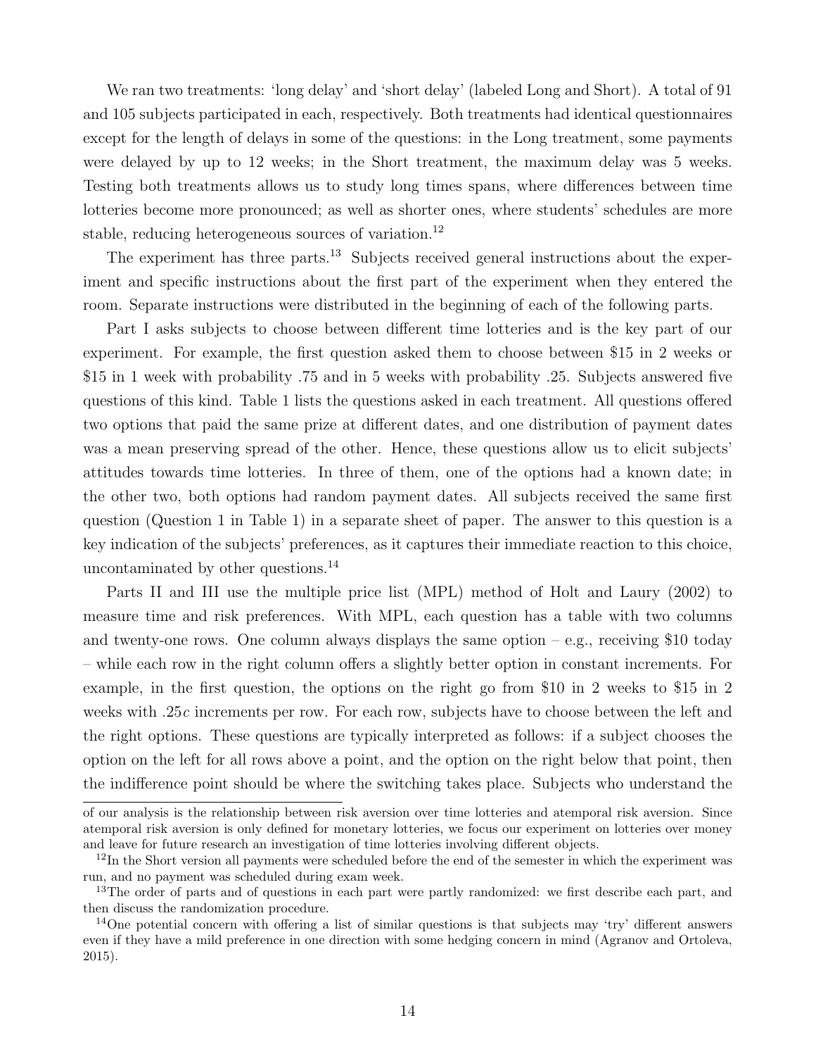We ran two treatments: 'long delay' and 'short delay' (labeled Long and Short). A total of 91 and 105 subjects participated in each, respectively. Both treatments had identical questionnaires except for the length of delays in some of the questions: in the Long treatment, some payments were delayed by up to 12 weeks; in the Short treatment, the maximum delay was 5 weeks. Testing both treatments allows us to study long times spans, where differences between time lotteries become more pronounced; as well as shorter ones, where students' schedules are more stable, reducing heterogeneous sources of variation.[12]

The experiment has three parts.[13] Subjects received general instructions about the experiment and specific instructions about the first part of the experiment when they entered the room. Separate instructions were distributed in the beginning of each of the following parts.

Part I asks subjects to choose between different time lotteries and is the key part of our experiment. For example, the first question asked them to choose between $15 in 2 weeks or $15 in 1 week with probability .75 and in 5 weeks with probability .25. Subjects answered five questions of this kind. Table 1 lists the questions asked in each treatment. All questions offered two options that paid the same prize at different dates, and one distribution of payment dates was a mean preserving spread of the other. Hence, these questions allow us to elicit subjects' attitudes towards time lotteries. In three of them, one of the options had a known date; in the other two, both options had random payment dates. All subjects received the same first question (Question 1 in Table 1) in a separate sheet of paper. The answer to this question is a key indication of the subjects' preferences, as it captures their immediate reaction to this choice, uncontaminated by other questions.[14]

Parts II and III use the multiple price list (MPL) method of Holt and Laury (2002) to measure time and risk preferences. With MPL, each question has a table with two columns and twenty-one rows. One column always displays the same option – e.g., receiving $10 today – while each row in the right column offers a slightly better option in constant increments. For example, in the first question, the options on the right go from $10 in 2 weeks to $15 in 2 weeks with .25$c$ increments per row. For each row, subjects have to choose between the left and the right options. These questions are typically interpreted as follows: if a subject chooses the option on the left for all rows above a point, and the option on the right below that point, then the indifference point should be where the switching takes place. Subjects who understand the

---

of our analysis is the relationship between risk aversion over time lotteries and atemporal risk aversion. Since atemporal risk aversion is only defined for monetary lotteries, we focus our experiment on lotteries over money and leave for future research an investigation of time lotteries involving different objects.

[12] In the Short version all payments were scheduled before the end of the semester in which the experiment was run, and no payment was scheduled during exam week.

[13] The order of parts and of questions in each part were partly randomized: we first describe each part, and then discuss the randomization procedure.

[14] One potential concern with offering a list of similar questions is that subjects may 'try' different answers even if they have a mild preference in one direction with some hedging concern in mind (Agranov and Ortoleva, 2015).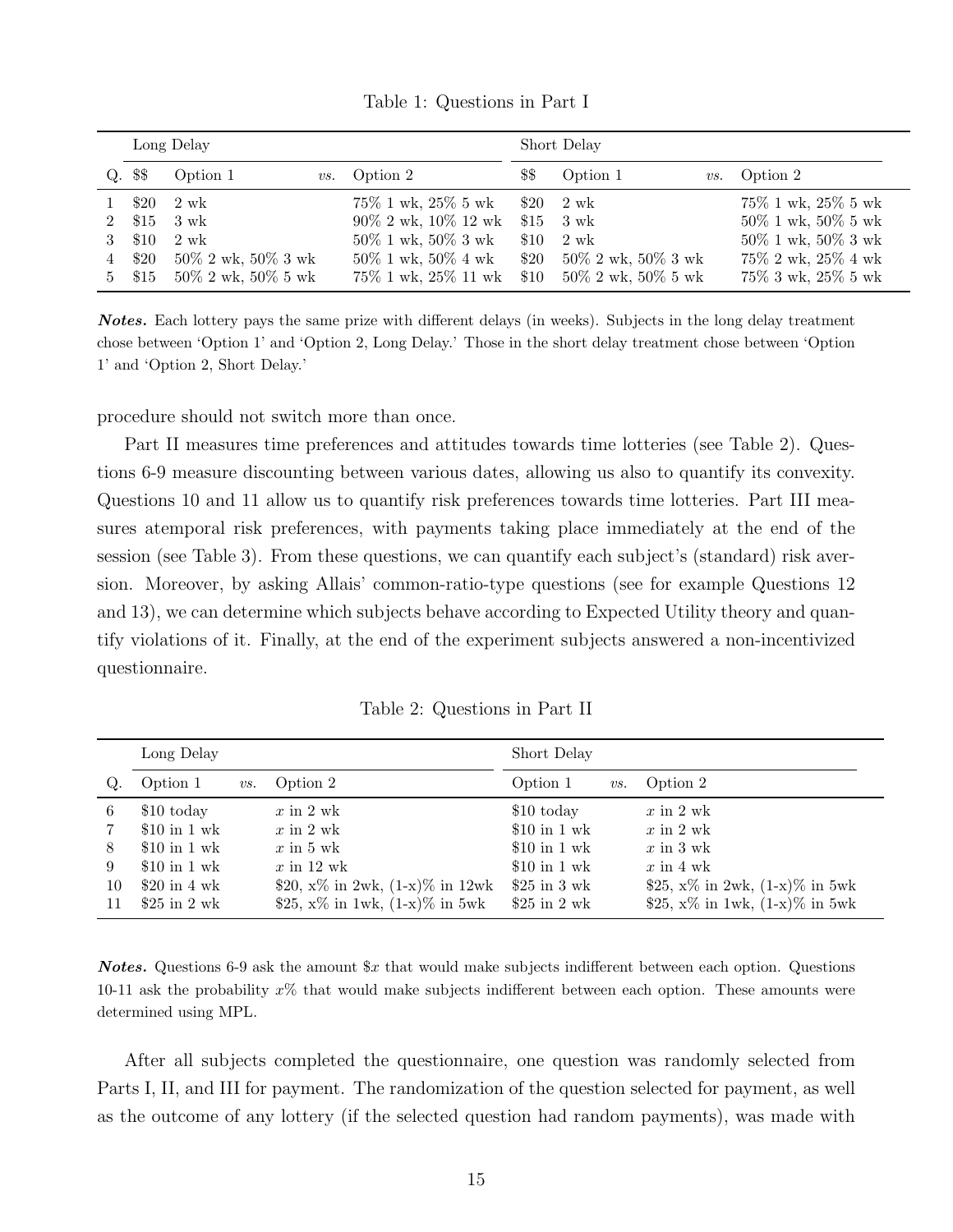Table 1: Questions in Part I

| | Long Delay | | | | Short Delay | | | |
|---|---|---|---|---|---|---|---|---|
| Q. | $$ | Option 1 | *vs.* | Option 2 | $$ | Option 1 | *vs.* | Option 2 |
| 1 | $20 | 2 wk | | 75% 1 wk, 25% 5 wk | $20 | 2 wk | | 75% 1 wk, 25% 5 wk |
| 2 | $15 | 3 wk | | 90% 2 wk, 10% 12 wk | $15 | 3 wk | | 50% 1 wk, 50% 5 wk |
| 3 | $10 | 2 wk | | 50% 1 wk, 50% 3 wk | $10 | 2 wk | | 50% 1 wk, 50% 3 wk |
| 4 | $20 | 50% 2 wk, 50% 3 wk | | 50% 1 wk, 50% 4 wk | $20 | 50% 2 wk, 50% 3 wk | | 75% 2 wk, 25% 4 wk |
| 5 | $15 | 50% 2 wk, 50% 5 wk | | 75% 1 wk, 25% 11 wk | $10 | 50% 2 wk, 50% 5 wk | | 75% 3 wk, 25% 5 wk |

***Notes.*** Each lottery pays the same prize with different delays (in weeks). Subjects in the long delay treatment chose between 'Option 1' and 'Option 2, Long Delay.' Those in the short delay treatment chose between 'Option 1' and 'Option 2, Short Delay.'

procedure should not switch more than once.

Part II measures time preferences and attitudes towards time lotteries (see Table 2). Questions 6-9 measure discounting between various dates, allowing us also to quantify its convexity. Questions 10 and 11 allow us to quantify risk preferences towards time lotteries. Part III measures atemporal risk preferences, with payments taking place immediately at the end of the session (see Table 3). From these questions, we can quantify each subject's (standard) risk aversion. Moreover, by asking Allais' common-ratio-type questions (see for example Questions 12 and 13), we can determine which subjects behave according to Expected Utility theory and quantify violations of it. Finally, at the end of the experiment subjects answered a non-incentivized questionnaire.

Table 2: Questions in Part II

| | Long Delay | | | Short Delay | | |
|---|---|---|---|---|---|---|
| Q. | Option 1 | *vs.* | Option 2 | Option 1 | *vs.* | Option 2 |
| 6 | $10 today | | $x$ in 2 wk | $10 today | | $x$ in 2 wk |
| 7 | $10 in 1 wk | | $x$ in 2 wk | $10 in 1 wk | | $x$ in 2 wk |
| 8 | $10 in 1 wk | | $x$ in 5 wk | $10 in 1 wk | | $x$ in 3 wk |
| 9 | $10 in 1 wk | | $x$ in 12 wk | $10 in 1 wk | | $x$ in 4 wk |
| 10 | $20 in 4 wk | | $20, x% in 2wk, (1-x)% in 12wk | $25 in 3 wk | | $25, x% in 2wk, (1-x)% in 5wk |
| 11 | $25 in 2 wk | | $25, x% in 1wk, (1-x)% in 5wk | $25 in 2 wk | | $25, x% in 1wk, (1-x)% in 5wk |

***Notes.*** Questions 6-9 ask the amount $$x$ that would make subjects indifferent between each option. Questions 10-11 ask the probability $x$% that would make subjects indifferent between each option. These amounts were determined using MPL.

After all subjects completed the questionnaire, one question was randomly selected from Parts I, II, and III for payment. The randomization of the question selected for payment, as well as the outcome of any lottery (if the selected question had random payments), was made with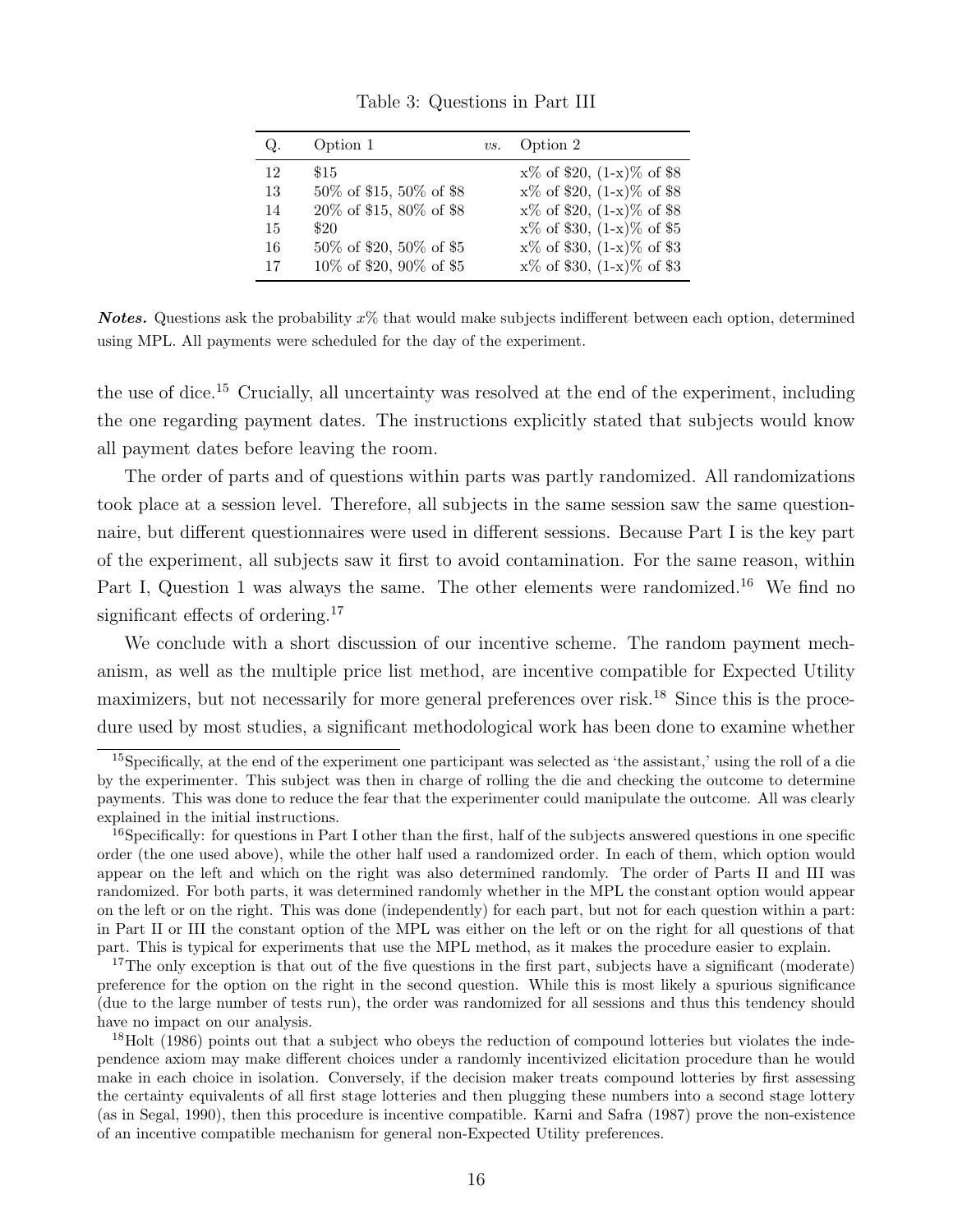Table 3: Questions in Part III

| Q. | Option 1 | *vs.* | Option 2 |
|---|---|---|---|
| 12 | \$15 | | x% of \$20, (1-x)% of \$8 |
| 13 | 50% of \$15, 50% of \$8 | | x% of \$20, (1-x)% of \$8 |
| 14 | 20% of \$15, 80% of \$8 | | x% of \$20, (1-x)% of \$8 |
| 15 | \$20 | | x% of \$30, (1-x)% of \$5 |
| 16 | 50% of \$20, 50% of \$5 | | x% of \$30, (1-x)% of \$3 |
| 17 | 10% of \$20, 90% of \$5 | | x% of \$30, (1-x)% of \$3 |

***Notes.*** Questions ask the probability $x\%$ that would make subjects indifferent between each option, determined using MPL. All payments were scheduled for the day of the experiment.

the use of dice.[15] Crucially, all uncertainty was resolved at the end of the experiment, including the one regarding payment dates. The instructions explicitly stated that subjects would know all payment dates before leaving the room.

The order of parts and of questions within parts was partly randomized. All randomizations took place at a session level. Therefore, all subjects in the same session saw the same questionnaire, but different questionnaires were used in different sessions. Because Part I is the key part of the experiment, all subjects saw it first to avoid contamination. For the same reason, within Part I, Question 1 was always the same. The other elements were randomized.[16] We find no significant effects of ordering.[17]

We conclude with a short discussion of our incentive scheme. The random payment mechanism, as well as the multiple price list method, are incentive compatible for Expected Utility maximizers, but not necessarily for more general preferences over risk.[18] Since this is the procedure used by most studies, a significant methodological work has been done to examine whether

[15]Specifically, at the end of the experiment one participant was selected as 'the assistant,' using the roll of a die by the experimenter. This subject was then in charge of rolling the die and checking the outcome to determine payments. This was done to reduce the fear that the experimenter could manipulate the outcome. All was clearly explained in the initial instructions.

[16]Specifically: for questions in Part I other than the first, half of the subjects answered questions in one specific order (the one used above), while the other half used a randomized order. In each of them, which option would appear on the left and which on the right was also determined randomly. The order of Parts II and III was randomized. For both parts, it was determined randomly whether in the MPL the constant option would appear on the left or on the right. This was done (independently) for each part, but not for each question within a part: in Part II or III the constant option of the MPL was either on the left or on the right for all questions of that part. This is typical for experiments that use the MPL method, as it makes the procedure easier to explain.

[17]The only exception is that out of the five questions in the first part, subjects have a significant (moderate) preference for the option on the right in the second question. While this is most likely a spurious significance (due to the large number of tests run), the order was randomized for all sessions and thus this tendency should have no impact on our analysis.

[18]Holt (1986) points out that a subject who obeys the reduction of compound lotteries but violates the independence axiom may make different choices under a randomly incentivized elicitation procedure than he would make in each choice in isolation. Conversely, if the decision maker treats compound lotteries by first assessing the certainty equivalents of all first stage lotteries and then plugging these numbers into a second stage lottery (as in Segal, 1990), then this procedure is incentive compatible. Karni and Safra (1987) prove the non-existence of an incentive compatible mechanism for general non-Expected Utility preferences.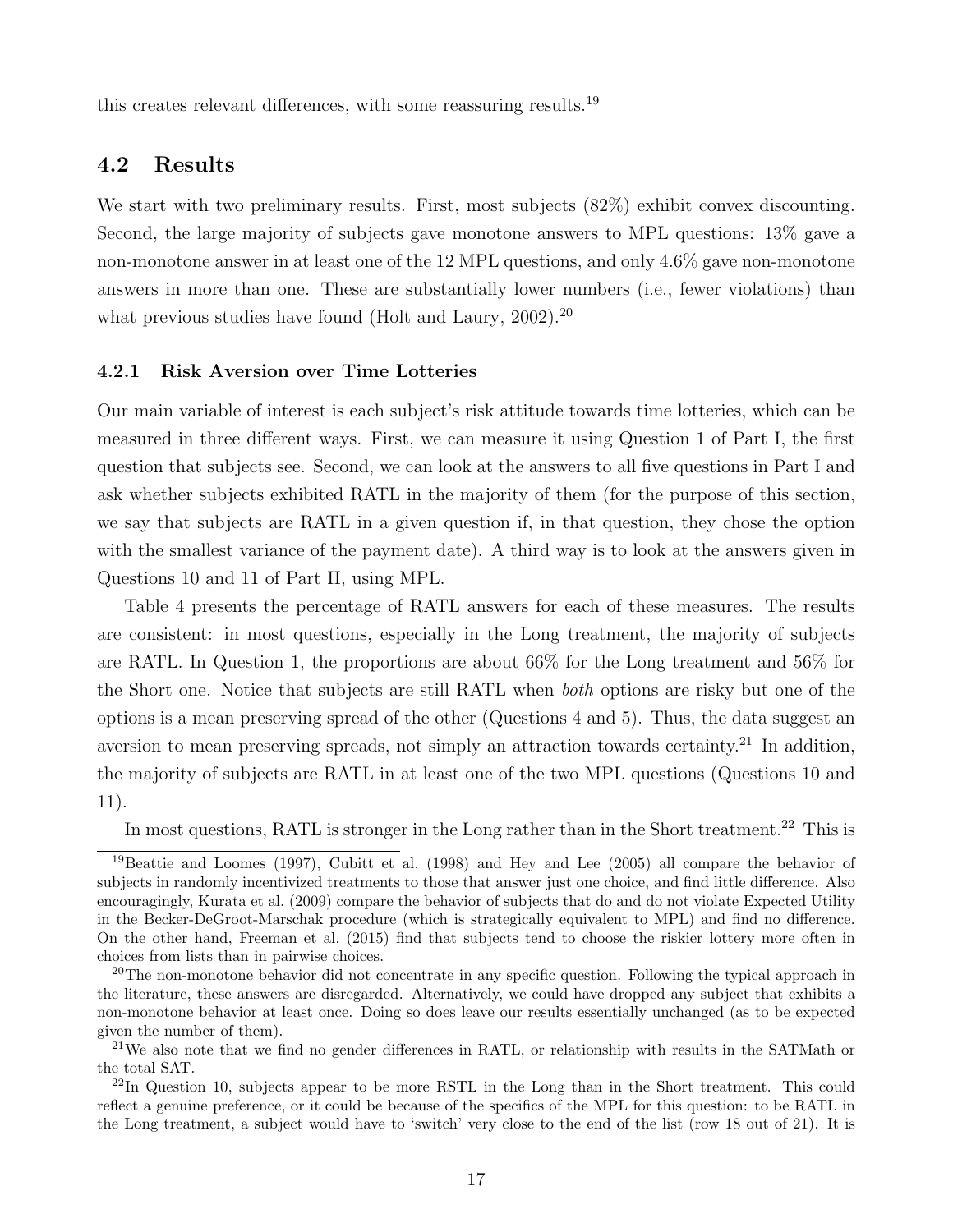this creates relevant differences, with some reassuring results.[19]

## 4.2 Results

We start with two preliminary results. First, most subjects (82%) exhibit convex discounting. Second, the large majority of subjects gave monotone answers to MPL questions: 13% gave a non-monotone answer in at least one of the 12 MPL questions, and only 4.6% gave non-monotone answers in more than one. These are substantially lower numbers (i.e., fewer violations) than what previous studies have found (Holt and Laury, 2002).[20]

### 4.2.1 Risk Aversion over Time Lotteries

Our main variable of interest is each subject's risk attitude towards time lotteries, which can be measured in three different ways. First, we can measure it using Question 1 of Part I, the first question that subjects see. Second, we can look at the answers to all five questions in Part I and ask whether subjects exhibited RATL in the majority of them (for the purpose of this section, we say that subjects are RATL in a given question if, in that question, they chose the option with the smallest variance of the payment date). A third way is to look at the answers given in Questions 10 and 11 of Part II, using MPL.

Table 4 presents the percentage of RATL answers for each of these measures. The results are consistent: in most questions, especially in the Long treatment, the majority of subjects are RATL. In Question 1, the proportions are about 66% for the Long treatment and 56% for the Short one. Notice that subjects are still RATL when *both* options are risky but one of the options is a mean preserving spread of the other (Questions 4 and 5). Thus, the data suggest an aversion to mean preserving spreads, not simply an attraction towards certainty.[21] In addition, the majority of subjects are RATL in at least one of the two MPL questions (Questions 10 and 11).

In most questions, RATL is stronger in the Long rather than in the Short treatment.[22] This is

[19] Beattie and Loomes (1997), Cubitt et al. (1998) and Hey and Lee (2005) all compare the behavior of subjects in randomly incentivized treatments to those that answer just one choice, and find little difference. Also encouragingly, Kurata et al. (2009) compare the behavior of subjects that do and do not violate Expected Utility in the Becker-DeGroot-Marschak procedure (which is strategically equivalent to MPL) and find no difference. On the other hand, Freeman et al. (2015) find that subjects tend to choose the riskier lottery more often in choices from lists than in pairwise choices.

[20] The non-monotone behavior did not concentrate in any specific question. Following the typical approach in the literature, these answers are disregarded. Alternatively, we could have dropped any subject that exhibits a non-monotone behavior at least once. Doing so does leave our results essentially unchanged (as to be expected given the number of them).

[21] We also note that we find no gender differences in RATL, or relationship with results in the SATMath or the total SAT.

[22] In Question 10, subjects appear to be more RSTL in the Long than in the Short treatment. This could reflect a genuine preference, or it could be because of the specifics of the MPL for this question: to be RATL in the Long treatment, a subject would have to 'switch' very close to the end of the list (row 18 out of 21). It is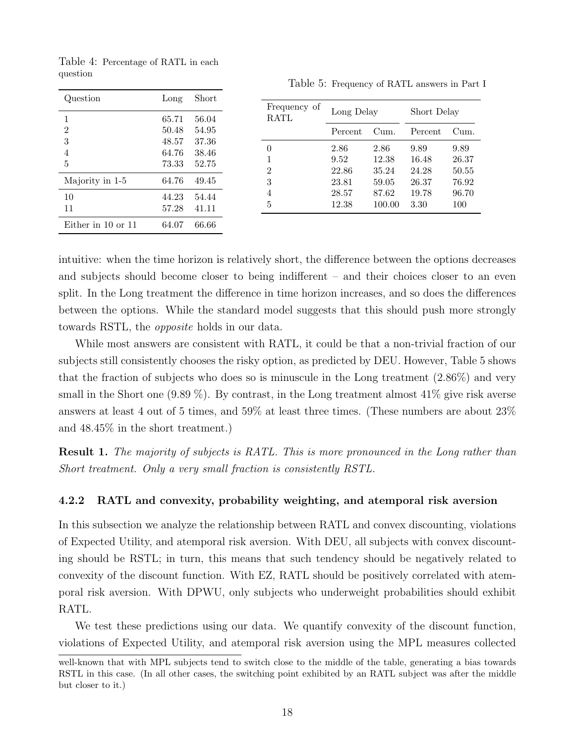Table 4: Percentage of RATL in each question

| Question | Long | Short |
| --- | --- | --- |
| 1 | 65.71 | 56.04 |
| 2 | 50.48 | 54.95 |
| 3 | 48.57 | 37.36 |
| 4 | 64.76 | 38.46 |
| 5 | 73.33 | 52.75 |
| Majority in 1-5 | 64.76 | 49.45 |
| 10 | 44.23 | 54.44 |
| 11 | 57.28 | 41.11 |
| Either in 10 or 11 | 64.07 | 66.66 |

Table 5: Frequency of RATL answers in Part I

| Frequency of RATL | Long Delay | | Short Delay | |
| --- | --- | --- | --- | --- |
| | Percent | Cum. | Percent | Cum. |
| 0 | 2.86 | 2.86 | 9.89 | 9.89 |
| 1 | 9.52 | 12.38 | 16.48 | 26.37 |
| 2 | 22.86 | 35.24 | 24.28 | 50.55 |
| 3 | 23.81 | 59.05 | 26.37 | 76.92 |
| 4 | 28.57 | 87.62 | 19.78 | 96.70 |
| 5 | 12.38 | 100.00 | 3.30 | 100 |

intuitive: when the time horizon is relatively short, the difference between the options decreases and subjects should become closer to being indifferent – and their choices closer to an even split. In the Long treatment the difference in time horizon increases, and so does the differences between the options. While the standard model suggests that this should push more strongly towards RSTL, the *opposite* holds in our data.

While most answers are consistent with RATL, it could be that a non-trivial fraction of our subjects still consistently chooses the risky option, as predicted by DEU. However, Table 5 shows that the fraction of subjects who does so is minuscule in the Long treatment (2.86%) and very small in the Short one (9.89 %). By contrast, in the Long treatment almost 41% give risk averse answers at least 4 out of 5 times, and 59% at least three times. (These numbers are about 23% and 48.45% in the short treatment.)

**Result 1.** *The majority of subjects is RATL. This is more pronounced in the Long rather than Short treatment. Only a very small fraction is consistently RSTL.*

### 4.2.2 RATL and convexity, probability weighting, and atemporal risk aversion

In this subsection we analyze the relationship between RATL and convex discounting, violations of Expected Utility, and atemporal risk aversion. With DEU, all subjects with convex discounting should be RSTL; in turn, this means that such tendency should be negatively related to convexity of the discount function. With EZ, RATL should be positively correlated with atemporal risk aversion. With DPWU, only subjects who underweight probabilities should exhibit RATL.

We test these predictions using our data. We quantify convexity of the discount function, violations of Expected Utility, and atemporal risk aversion using the MPL measures collected

well-known that with MPL subjects tend to switch close to the middle of the table, generating a bias towards RSTL in this case. (In all other cases, the switching point exhibited by an RATL subject was after the middle but closer to it.)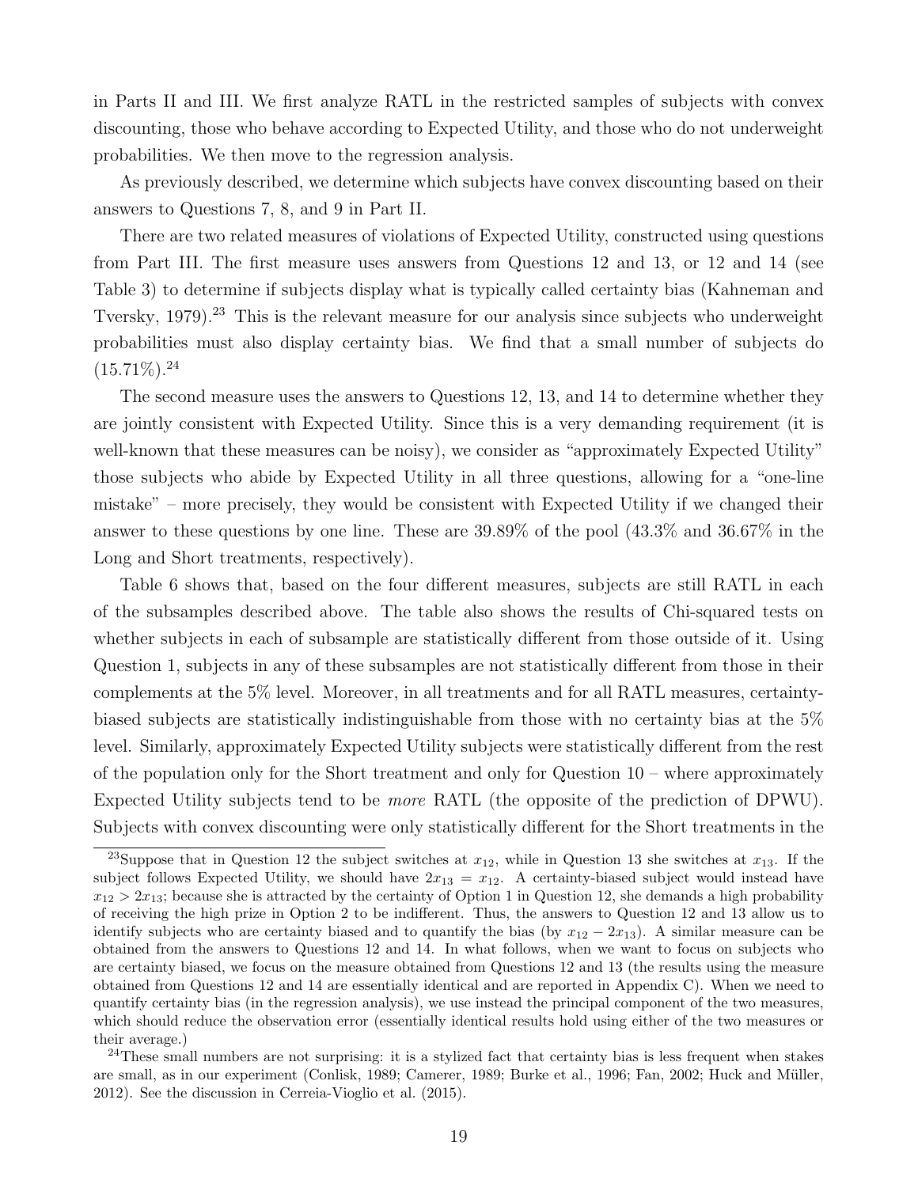in Parts II and III. We first analyze RATL in the restricted samples of subjects with convex discounting, those who behave according to Expected Utility, and those who do not underweight probabilities. We then move to the regression analysis.

As previously described, we determine which subjects have convex discounting based on their answers to Questions 7, 8, and 9 in Part II.

There are two related measures of violations of Expected Utility, constructed using questions from Part III. The first measure uses answers from Questions 12 and 13, or 12 and 14 (see Table 3) to determine if subjects display what is typically called certainty bias (Kahneman and Tversky, 1979).[23] This is the relevant measure for our analysis since subjects who underweight probabilities must also display certainty bias. We find that a small number of subjects do (15.71%).[24]

The second measure uses the answers to Questions 12, 13, and 14 to determine whether they are jointly consistent with Expected Utility. Since this is a very demanding requirement (it is well-known that these measures can be noisy), we consider as "approximately Expected Utility" those subjects who abide by Expected Utility in all three questions, allowing for a "one-line mistake" – more precisely, they would be consistent with Expected Utility if we changed their answer to these questions by one line. These are 39.89% of the pool (43.3% and 36.67% in the Long and Short treatments, respectively).

Table 6 shows that, based on the four different measures, subjects are still RATL in each of the subsamples described above. The table also shows the results of Chi-squared tests on whether subjects in each of subsample are statistically different from those outside of it. Using Question 1, subjects in any of these subsamples are not statistically different from those in their complements at the 5% level. Moreover, in all treatments and for all RATL measures, certainty-biased subjects are statistically indistinguishable from those with no certainty bias at the 5% level. Similarly, approximately Expected Utility subjects were statistically different from the rest of the population only for the Short treatment and only for Question 10 – where approximately Expected Utility subjects tend to be *more* RATL (the opposite of the prediction of DPWU). Subjects with convex discounting were only statistically different for the Short treatments in the

[23] Suppose that in Question 12 the subject switches at $x_{12}$, while in Question 13 she switches at $x_{13}$. If the subject follows Expected Utility, we should have $2x_{13} = x_{12}$. A certainty-biased subject would instead have $x_{12} > 2x_{13}$; because she is attracted by the certainty of Option 1 in Question 12, she demands a high probability of receiving the high prize in Option 2 to be indifferent. Thus, the answers to Question 12 and 13 allow us to identify subjects who are certainty biased and to quantify the bias (by $x_{12} - 2x_{13}$). A similar measure can be obtained from the answers to Questions 12 and 14. In what follows, when we want to focus on subjects who are certainty biased, we focus on the measure obtained from Questions 12 and 13 (the results using the measure obtained from Questions 12 and 14 are essentially identical and are reported in Appendix C). When we need to quantify certainty bias (in the regression analysis), we use instead the principal component of the two measures, which should reduce the observation error (essentially identical results hold using either of the two measures or their average.)

[24] These small numbers are not surprising: it is a stylized fact that certainty bias is less frequent when stakes are small, as in our experiment (Conlisk, 1989; Camerer, 1989; Burke et al., 1996; Fan, 2002; Huck and Müller, 2012). See the discussion in Cerreia-Vioglio et al. (2015).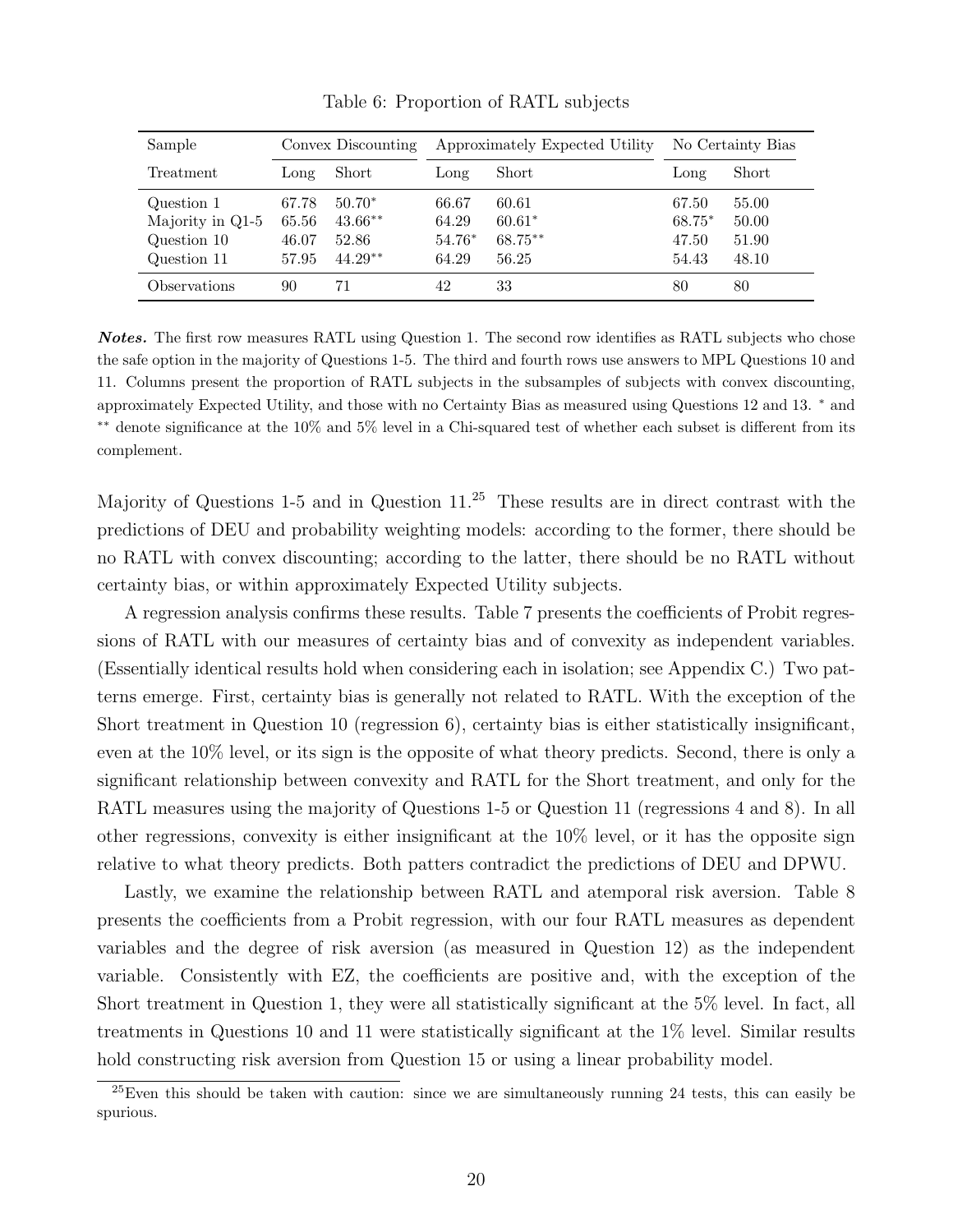Table 6: Proportion of RATL subjects

| Sample | Convex Discounting | | Approximately Expected Utility | | No Certainty Bias | |
|---|---|---|---|---|---|---|
| Treatment | Long | Short | Long | Short | Long | Short |
| Question 1 | 67.78 | 50.70* | 66.67 | 60.61 | 67.50 | 55.00 |
| Majority in Q1-5 | 65.56 | 43.66** | 64.29 | 60.61* | 68.75* | 50.00 |
| Question 10 | 46.07 | 52.86 | 54.76* | 68.75** | 47.50 | 51.90 |
| Question 11 | 57.95 | 44.29** | 64.29 | 56.25 | 54.43 | 48.10 |
| Observations | 90 | 71 | 42 | 33 | 80 | 80 |

***Notes.*** The first row measures RATL using Question 1. The second row identifies as RATL subjects who chose the safe option in the majority of Questions 1-5. The third and fourth rows use answers to MPL Questions 10 and 11. Columns present the proportion of RATL subjects in the subsamples of subjects with convex discounting, approximately Expected Utility, and those with no Certainty Bias as measured using Questions 12 and 13. * and ** denote significance at the 10% and 5% level in a Chi-squared test of whether each subset is different from its complement.

Majority of Questions 1-5 and in Question 11.[25] These results are in direct contrast with the predictions of DEU and probability weighting models: according to the former, there should be no RATL with convex discounting; according to the latter, there should be no RATL without certainty bias, or within approximately Expected Utility subjects.

A regression analysis confirms these results. Table 7 presents the coefficients of Probit regressions of RATL with our measures of certainty bias and of convexity as independent variables. (Essentially identical results hold when considering each in isolation; see Appendix C.) Two patterns emerge. First, certainty bias is generally not related to RATL. With the exception of the Short treatment in Question 10 (regression 6), certainty bias is either statistically insignificant, even at the 10% level, or its sign is the opposite of what theory predicts. Second, there is only a significant relationship between convexity and RATL for the Short treatment, and only for the RATL measures using the majority of Questions 1-5 or Question 11 (regressions 4 and 8). In all other regressions, convexity is either insignificant at the 10% level, or it has the opposite sign relative to what theory predicts. Both patters contradict the predictions of DEU and DPWU.

Lastly, we examine the relationship between RATL and atemporal risk aversion. Table 8 presents the coefficients from a Probit regression, with our four RATL measures as dependent variables and the degree of risk aversion (as measured in Question 12) as the independent variable. Consistently with EZ, the coefficients are positive and, with the exception of the Short treatment in Question 1, they were all statistically significant at the 5% level. In fact, all treatments in Questions 10 and 11 were statistically significant at the 1% level. Similar results hold constructing risk aversion from Question 15 or using a linear probability model.

[25] Even this should be taken with caution: since we are simultaneously running 24 tests, this can easily be spurious.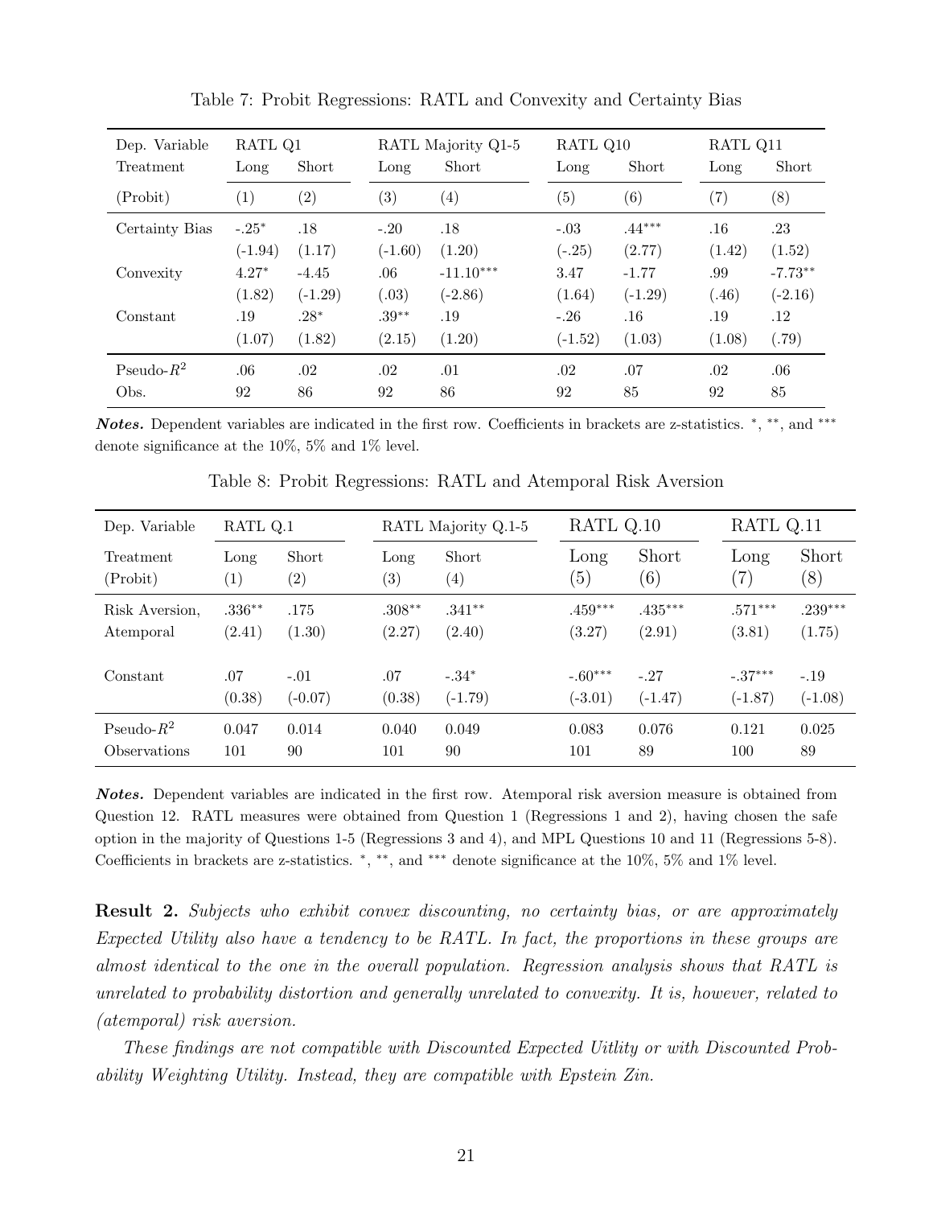Table 7: Probit Regressions: RATL and Convexity and Certainty Bias

| Dep. Variable | RATL Q1 | | RATL Majority Q1-5 | | RATL Q10 | | RATL Q11 | |
|---|---|---|---|---|---|---|---|---|
| Treatment | Long | Short | Long | Short | Long | Short | Long | Short |
| (Probit) | (1) | (2) | (3) | (4) | (5) | (6) | (7) | (8) |
| Certainty Bias | -.25* | .18 | -.20 | .18 | -.03 | .44*** | .16 | .23 |
| | (-1.94) | (1.17) | (-1.60) | (1.20) | (-.25) | (2.77) | (1.42) | (1.52) |
| Convexity | 4.27* | -4.45 | .06 | -11.10*** | 3.47 | -1.77 | .99 | -7.73** |
| | (1.82) | (-1.29) | (.03) | (-2.86) | (1.64) | (-1.29) | (.46) | (-2.16) |
| Constant | .19 | .28* | .39** | .19 | -.26 | .16 | .19 | .12 |
| | (1.07) | (1.82) | (2.15) | (1.20) | (-1.52) | (1.03) | (1.08) | (.79) |
| Pseudo-$R^2$ | .06 | .02 | .02 | .01 | .02 | .07 | .02 | .06 |
| Obs. | 92 | 86 | 92 | 86 | 92 | 85 | 92 | 85 |

***Notes.*** Dependent variables are indicated in the first row. Coefficients in brackets are z-statistics. *, **, and *** denote significance at the 10%, 5% and 1% level.

Table 8: Probit Regressions: RATL and Atemporal Risk Aversion

| Dep. Variable | RATL Q.1 | | RATL Majority Q.1-5 | | RATL Q.10 | | RATL Q.11 | |
|---|---|---|---|---|---|---|---|---|
| Treatment (Probit) | Long (1) | Short (2) | Long (3) | Short (4) | Long (5) | Short (6) | Long (7) | Short (8) |
| Risk Aversion, Atemporal | .336** | .175 | .308** | .341** | .459*** | .435*** | .571*** | .239*** |
| | (2.41) | (1.30) | (2.27) | (2.40) | (3.27) | (2.91) | (3.81) | (1.75) |
| Constant | .07 | -.01 | .07 | -.34* | -.60*** | -.27 | -.37*** | -.19 |
| | (0.38) | (-0.07) | (0.38) | (-1.79) | (-3.01) | (-1.47) | (-1.87) | (-1.08) |
| Pseudo-$R^2$ | 0.047 | 0.014 | 0.040 | 0.049 | 0.083 | 0.076 | 0.121 | 0.025 |
| Observations | 101 | 90 | 101 | 90 | 101 | 89 | 100 | 89 |

***Notes.*** Dependent variables are indicated in the first row. Atemporal risk aversion measure is obtained from Question 12. RATL measures were obtained from Question 1 (Regressions 1 and 2), having chosen the safe option in the majority of Questions 1-5 (Regressions 3 and 4), and MPL Questions 10 and 11 (Regressions 5-8). Coefficients in brackets are z-statistics. *, **, and *** denote significance at the 10%, 5% and 1% level.

**Result 2.** *Subjects who exhibit convex discounting, no certainty bias, or are approximately Expected Utility also have a tendency to be RATL. In fact, the proportions in these groups are almost identical to the one in the overall population. Regression analysis shows that RATL is unrelated to probability distortion and generally unrelated to convexity. It is, however, related to (atemporal) risk aversion.*

*These findings are not compatible with Discounted Expected Uitlity or with Discounted Probability Weighting Utility. Instead, they are compatible with Epstein Zin.*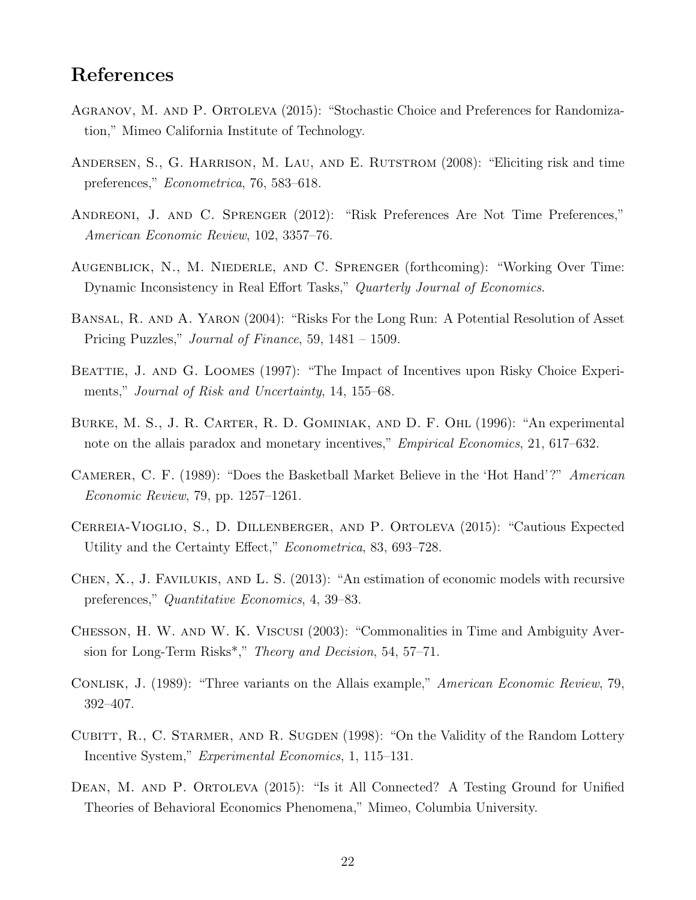# References

Agranov, M. and P. Ortoleva (2015): "Stochastic Choice and Preferences for Randomization," Mimeo California Institute of Technology.

Andersen, S., G. Harrison, M. Lau, and E. Rutstrom (2008): "Eliciting risk and time preferences," *Econometrica*, 76, 583–618.

Andreoni, J. and C. Sprenger (2012): "Risk Preferences Are Not Time Preferences," *American Economic Review*, 102, 3357–76.

Augenblick, N., M. Niederle, and C. Sprenger (forthcoming): "Working Over Time: Dynamic Inconsistency in Real Effort Tasks," *Quarterly Journal of Economics*.

Bansal, R. and A. Yaron (2004): "Risks For the Long Run: A Potential Resolution of Asset Pricing Puzzles," *Journal of Finance*, 59, 1481 – 1509.

Beattie, J. and G. Loomes (1997): "The Impact of Incentives upon Risky Choice Experiments," *Journal of Risk and Uncertainty*, 14, 155–68.

Burke, M. S., J. R. Carter, R. D. Gominiak, and D. F. Ohl (1996): "An experimental note on the allais paradox and monetary incentives," *Empirical Economics*, 21, 617–632.

Camerer, C. F. (1989): "Does the Basketball Market Believe in the 'Hot Hand'?" *American Economic Review*, 79, pp. 1257–1261.

Cerreia-Vioglio, S., D. Dillenberger, and P. Ortoleva (2015): "Cautious Expected Utility and the Certainty Effect," *Econometrica*, 83, 693–728.

Chen, X., J. Favilukis, and L. S. (2013): "An estimation of economic models with recursive preferences," *Quantitative Economics*, 4, 39–83.

Chesson, H. W. and W. K. Viscusi (2003): "Commonalities in Time and Ambiguity Aversion for Long-Term Risks*," *Theory and Decision*, 54, 57–71.

Conlisk, J. (1989): "Three variants on the Allais example," *American Economic Review*, 79, 392–407.

Cubitt, R., C. Starmer, and R. Sugden (1998): "On the Validity of the Random Lottery Incentive System," *Experimental Economics*, 1, 115–131.

Dean, M. and P. Ortoleva (2015): "Is it All Connected? A Testing Ground for Unified Theories of Behavioral Economics Phenomena," Mimeo, Columbia University.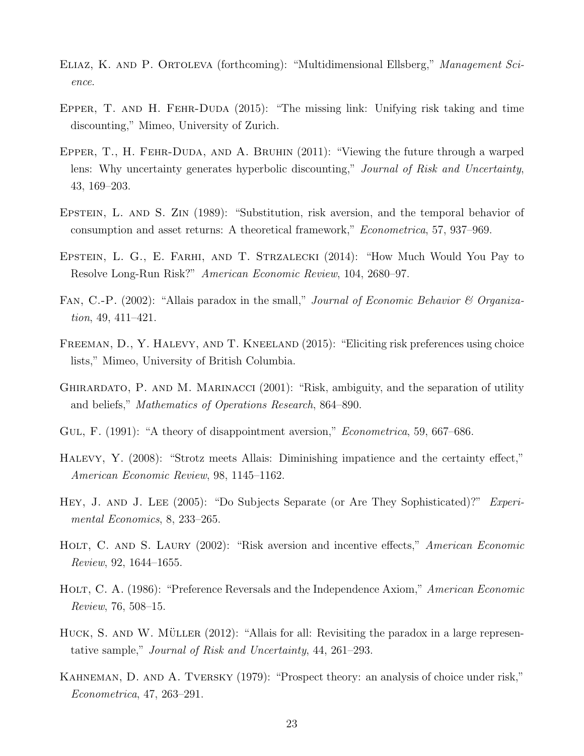Eliaz, K. and P. Ortoleva (forthcoming): "Multidimensional Ellsberg," *Management Science*.

Epper, T. and H. Fehr-Duda (2015): "The missing link: Unifying risk taking and time discounting," Mimeo, University of Zurich.

Epper, T., H. Fehr-Duda, and A. Bruhin (2011): "Viewing the future through a warped lens: Why uncertainty generates hyperbolic discounting," *Journal of Risk and Uncertainty*, 43, 169–203.

Epstein, L. and S. Zin (1989): "Substitution, risk aversion, and the temporal behavior of consumption and asset returns: A theoretical framework," *Econometrica*, 57, 937–969.

Epstein, L. G., E. Farhi, and T. Strzalecki (2014): "How Much Would You Pay to Resolve Long-Run Risk?" *American Economic Review*, 104, 2680–97.

Fan, C.-P. (2002): "Allais paradox in the small," *Journal of Economic Behavior & Organization*, 49, 411–421.

Freeman, D., Y. Halevy, and T. Kneeland (2015): "Eliciting risk preferences using choice lists," Mimeo, University of British Columbia.

Ghirardato, P. and M. Marinacci (2001): "Risk, ambiguity, and the separation of utility and beliefs," *Mathematics of Operations Research*, 864–890.

Gul, F. (1991): "A theory of disappointment aversion," *Econometrica*, 59, 667–686.

Halevy, Y. (2008): "Strotz meets Allais: Diminishing impatience and the certainty effect," *American Economic Review*, 98, 1145–1162.

Hey, J. and J. Lee (2005): "Do Subjects Separate (or Are They Sophisticated)?" *Experimental Economics*, 8, 233–265.

Holt, C. and S. Laury (2002): "Risk aversion and incentive effects," *American Economic Review*, 92, 1644–1655.

Holt, C. A. (1986): "Preference Reversals and the Independence Axiom," *American Economic Review*, 76, 508–15.

Huck, S. and W. Müller (2012): "Allais for all: Revisiting the paradox in a large representative sample," *Journal of Risk and Uncertainty*, 44, 261–293.

Kahneman, D. and A. Tversky (1979): "Prospect theory: an analysis of choice under risk," *Econometrica*, 47, 263–291.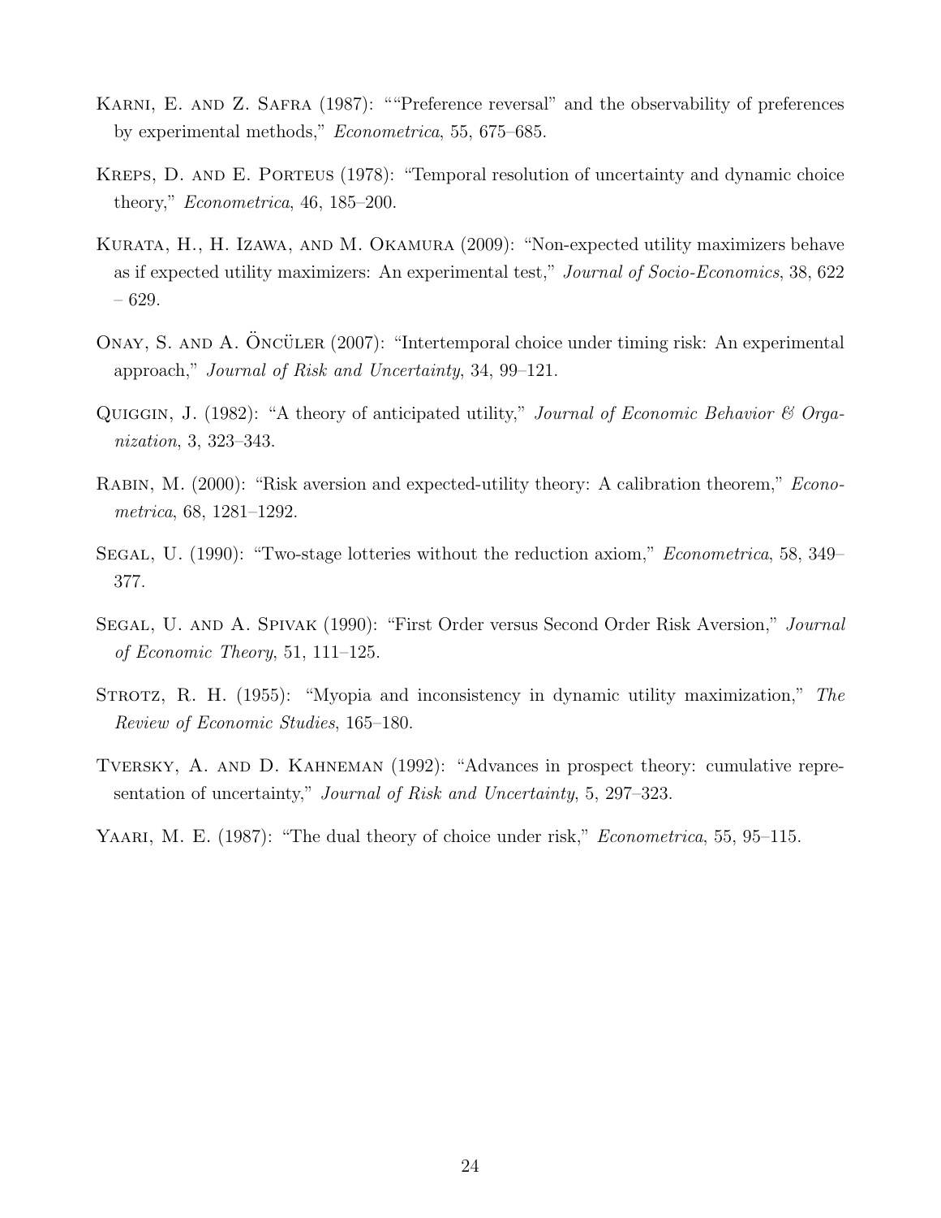Karni, E. and Z. Safra (1987): ""Preference reversal" and the observability of preferences by experimental methods," *Econometrica*, 55, 675–685.

Kreps, D. and E. Porteus (1978): "Temporal resolution of uncertainty and dynamic choice theory," *Econometrica*, 46, 185–200.

Kurata, H., H. Izawa, and M. Okamura (2009): "Non-expected utility maximizers behave as if expected utility maximizers: An experimental test," *Journal of Socio-Economics*, 38, 622 – 629.

Onay, S. and A. Öncüler (2007): "Intertemporal choice under timing risk: An experimental approach," *Journal of Risk and Uncertainty*, 34, 99–121.

Quiggin, J. (1982): "A theory of anticipated utility," *Journal of Economic Behavior & Organization*, 3, 323–343.

Rabin, M. (2000): "Risk aversion and expected-utility theory: A calibration theorem," *Econometrica*, 68, 1281–1292.

Segal, U. (1990): "Two-stage lotteries without the reduction axiom," *Econometrica*, 58, 349–377.

Segal, U. and A. Spivak (1990): "First Order versus Second Order Risk Aversion," *Journal of Economic Theory*, 51, 111–125.

Strotz, R. H. (1955): "Myopia and inconsistency in dynamic utility maximization," *The Review of Economic Studies*, 165–180.

Tversky, A. and D. Kahneman (1992): "Advances in prospect theory: cumulative representation of uncertainty," *Journal of Risk and Uncertainty*, 5, 297–323.

Yaari, M. E. (1987): "The dual theory of choice under risk," *Econometrica*, 55, 95–115.